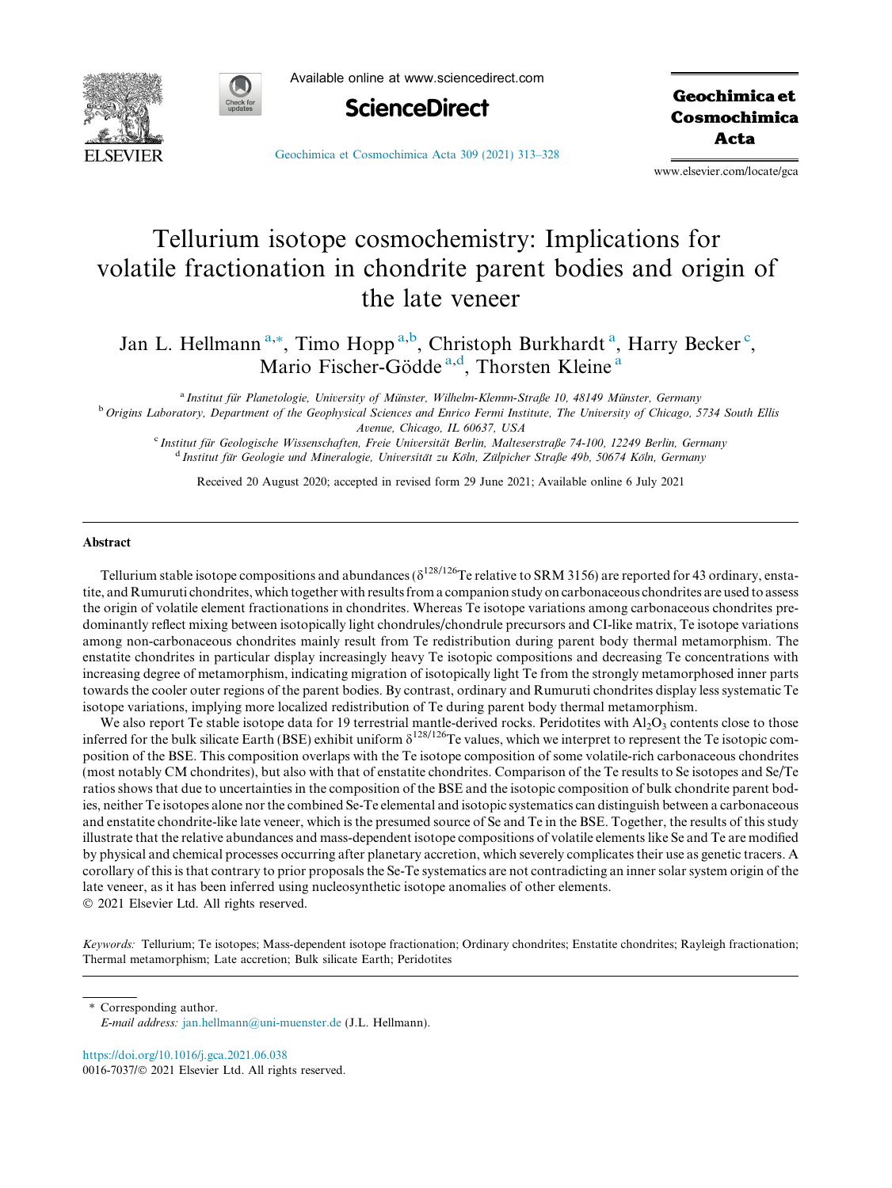# Tellurium isotope cosmochemistry: Implications for volatile fractionation in chondrite parent bodies and origin of the late veneer

Jan L. Hellmann [a,*], Timo Hopp [a,b], Christoph Burkhardt [a], Harry Becker [c], Mario Fischer-Gödde [a,d], Thorsten Kleine [a]

[a] *Institut für Planetologie, University of Münster, Wilhelm-Klemm-Straße 10, 48149 Münster, Germany*

[b] *Origins Laboratory, Department of the Geophysical Sciences and Enrico Fermi Institute, The University of Chicago, 5734 South Ellis Avenue, Chicago, IL 60637, USA*

[c] *Institut für Geologische Wissenschaften, Freie Universität Berlin, Malteserstraße 74-100, 12249 Berlin, Germany*

[d] *Institut für Geologie und Mineralogie, Universität zu Köln, Zülpicher Straße 49b, 50674 Köln, Germany*

Received 20 August 2020; accepted in revised form 29 June 2021; Available online 6 July 2021

## Abstract

Tellurium stable isotope compositions and abundances ($\delta^{128/126}$Te relative to SRM 3156) are reported for 43 ordinary, enstatite, and Rumuruti chondrites, which together with results from a companion study on carbonaceous chondrites are used to assess the origin of volatile element fractionations in chondrites. Whereas Te isotope variations among carbonaceous chondrites predominantly reflect mixing between isotopically light chondrules/chondrule precursors and CI-like matrix, Te isotope variations among non-carbonaceous chondrites mainly result from Te redistribution during parent body thermal metamorphism. The enstatite chondrites in particular display increasingly heavy Te isotopic compositions and decreasing Te concentrations with increasing degree of metamorphism, indicating migration of isotopically light Te from the strongly metamorphosed inner parts towards the cooler outer regions of the parent bodies. By contrast, ordinary and Rumuruti chondrites display less systematic Te isotope variations, implying more localized redistribution of Te during parent body thermal metamorphism.

We also report Te stable isotope data for 19 terrestrial mantle-derived rocks. Peridotites with $Al_2O_3$ contents close to those inferred for the bulk silicate Earth (BSE) exhibit uniform $\delta^{128/126}$Te values, which we interpret to represent the Te isotopic composition of the BSE. This composition overlaps with the Te isotope composition of some volatile-rich carbonaceous chondrites (most notably CM chondrites), but also with that of enstatite chondrites. Comparison of the Te results to Se isotopes and Se/Te ratios shows that due to uncertainties in the composition of the BSE and the isotopic composition of bulk chondrite parent bodies, neither Te isotopes alone nor the combined Se-Te elemental and isotopic systematics can distinguish between a carbonaceous and enstatite chondrite-like late veneer, which is the presumed source of Se and Te in the BSE. Together, the results of this study illustrate that the relative abundances and mass-dependent isotope compositions of volatile elements like Se and Te are modified by physical and chemical processes occurring after planetary accretion, which severely complicates their use as genetic tracers. A corollary of this is that contrary to prior proposals the Se-Te systematics are not contradicting an inner solar system origin of the late veneer, as it has been inferred using nucleosynthetic isotope anomalies of other elements.

© 2021 Elsevier Ltd. All rights reserved.

*Keywords:* Tellurium; Te isotopes; Mass-dependent isotope fractionation; Ordinary chondrites; Enstatite chondrites; Rayleigh fractionation; Thermal metamorphism; Late accretion; Bulk silicate Earth; Peridotites

---

* Corresponding author.
*E-mail address:* jan.hellmann@uni-muenster.de (J.L. Hellmann).

https://doi.org/10.1016/j.gca.2021.06.038
0016-7037/© 2021 Elsevier Ltd. All rights reserved.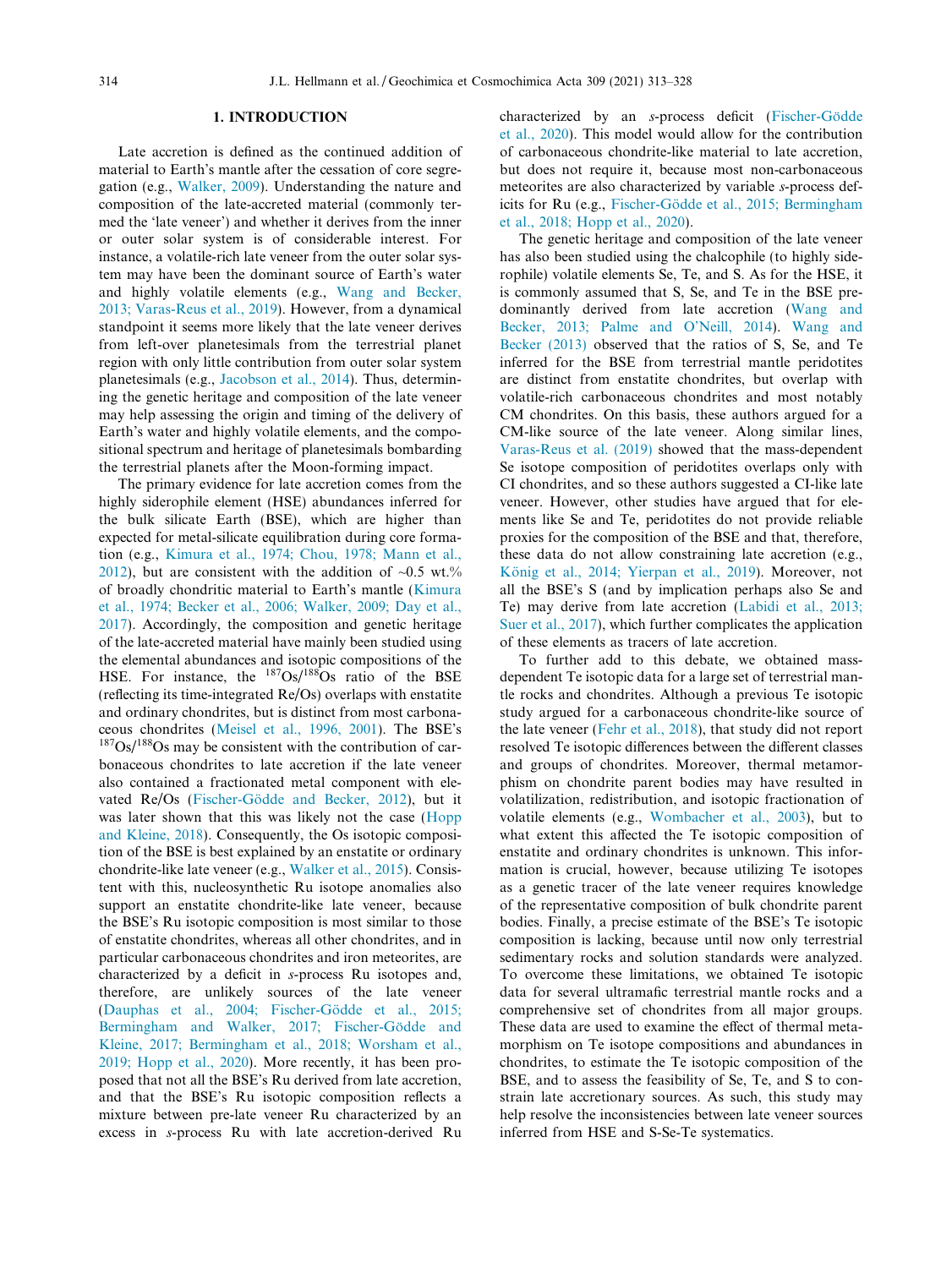## 1. INTRODUCTION

Late accretion is defined as the continued addition of material to Earth's mantle after the cessation of core segregation (e.g., Walker, 2009). Understanding the nature and composition of the late-accreted material (commonly termed the 'late veneer') and whether it derives from the inner or outer solar system is of considerable interest. For instance, a volatile-rich late veneer from the outer solar system may have been the dominant source of Earth's water and highly volatile elements (e.g., Wang and Becker, 2013; Varas-Reus et al., 2019). However, from a dynamical standpoint it seems more likely that the late veneer derives from left-over planetesimals from the terrestrial planet region with only little contribution from outer solar system planetesimals (e.g., Jacobson et al., 2014). Thus, determining the genetic heritage and composition of the late veneer may help assessing the origin and timing of the delivery of Earth's water and highly volatile elements, and the compositional spectrum and heritage of planetesimals bombarding the terrestrial planets after the Moon-forming impact.

The primary evidence for late accretion comes from the highly siderophile element (HSE) abundances inferred for the bulk silicate Earth (BSE), which are higher than expected for metal-silicate equilibration during core formation (e.g., Kimura et al., 1974; Chou, 1978; Mann et al., 2012), but are consistent with the addition of ~0.5 wt.% of broadly chondritic material to Earth's mantle (Kimura et al., 1974; Becker et al., 2006; Walker, 2009; Day et al., 2017). Accordingly, the composition and genetic heritage of the late-accreted material have mainly been studied using the elemental abundances and isotopic compositions of the HSE. For instance, the $^{187}Os/^{188}Os$ ratio of the BSE (reflecting its time-integrated Re/Os) overlaps with enstatite and ordinary chondrites, but is distinct from most carbonaceous chondrites (Meisel et al., 1996, 2001). The BSE's $^{187}Os/^{188}Os$ may be consistent with the contribution of carbonaceous chondrites to late accretion if the late veneer also contained a fractionated metal component with elevated Re/Os (Fischer-Gödde and Becker, 2012), but it was later shown that this was likely not the case (Hopp and Kleine, 2018). Consequently, the Os isotopic composition of the BSE is best explained by an enstatite or ordinary chondrite-like late veneer (e.g., Walker et al., 2015). Consistent with this, nucleosynthetic Ru isotope anomalies also support an enstatite chondrite-like late veneer, because the BSE's Ru isotopic composition is most similar to those of enstatite chondrites, whereas all other chondrites, and in particular carbonaceous chondrites and iron meteorites, are characterized by a deficit in *s*-process Ru isotopes and, therefore, are unlikely sources of the late veneer (Dauphas et al., 2004; Fischer-Gödde et al., 2015; Bermingham and Walker, 2017; Fischer-Gödde and Kleine, 2017; Bermingham et al., 2018; Worsham et al., 2019; Hopp et al., 2020). More recently, it has been proposed that not all the BSE's Ru derived from late accretion, and that the BSE's Ru isotopic composition reflects a mixture between pre-late veneer Ru characterized by an excess in *s*-process Ru with late accretion-derived Ru characterized by an *s*-process deficit (Fischer-Gödde et al., 2020). This model would allow for the contribution of carbonaceous chondrite-like material to late accretion, but does not require it, because most non-carbonaceous meteorites are also characterized by variable *s*-process deficits for Ru (e.g., Fischer-Gödde et al., 2015; Bermingham et al., 2018; Hopp et al., 2020).

The genetic heritage and composition of the late veneer has also been studied using the chalcophile (to highly siderophile) volatile elements Se, Te, and S. As for the HSE, it is commonly assumed that S, Se, and Te in the BSE predominantly derived from late accretion (Wang and Becker, 2013; Palme and O'Neill, 2014). Wang and Becker (2013) observed that the ratios of S, Se, and Te inferred for the BSE from terrestrial mantle peridotites are distinct from enstatite chondrites, but overlap with volatile-rich carbonaceous chondrites and most notably CM chondrites. On this basis, these authors argued for a CM-like source of the late veneer. Along similar lines, Varas-Reus et al. (2019) showed that the mass-dependent Se isotope composition of peridotites overlaps only with CI chondrites, and so these authors suggested a CI-like late veneer. However, other studies have argued that for elements like Se and Te, peridotites do not provide reliable proxies for the composition of the BSE and that, therefore, these data do not allow constraining late accretion (e.g., König et al., 2014; Yierpan et al., 2019). Moreover, not all the BSE's S (and by implication perhaps also Se and Te) may derive from late accretion (Labidi et al., 2013; Suer et al., 2017), which further complicates the application of these elements as tracers of late accretion.

To further add to this debate, we obtained mass-dependent Te isotopic data for a large set of terrestrial mantle rocks and chondrites. Although a previous Te isotopic study argued for a carbonaceous chondrite-like source of the late veneer (Fehr et al., 2018), that study did not report resolved Te isotopic differences between the different classes and groups of chondrites. Moreover, thermal metamorphism on chondrite parent bodies may have resulted in volatilization, redistribution, and isotopic fractionation of volatile elements (e.g., Wombacher et al., 2003), but to what extent this affected the Te isotopic composition of enstatite and ordinary chondrites is unknown. This information is crucial, however, because utilizing Te isotopes as a genetic tracer of the late veneer requires knowledge of the representative composition of bulk chondrite parent bodies. Finally, a precise estimate of the BSE's Te isotopic composition is lacking, because until now only terrestrial sedimentary rocks and solution standards were analyzed. To overcome these limitations, we obtained Te isotopic data for several ultramafic terrestrial mantle rocks and a comprehensive set of chondrites from all major groups. These data are used to examine the effect of thermal metamorphism on Te isotope compositions and abundances in chondrites, to estimate the Te isotopic composition of the BSE, and to assess the feasibility of Se, Te, and S to constrain late accretionary sources. As such, this study may help resolve the inconsistencies between late veneer sources inferred from HSE and S-Se-Te systematics.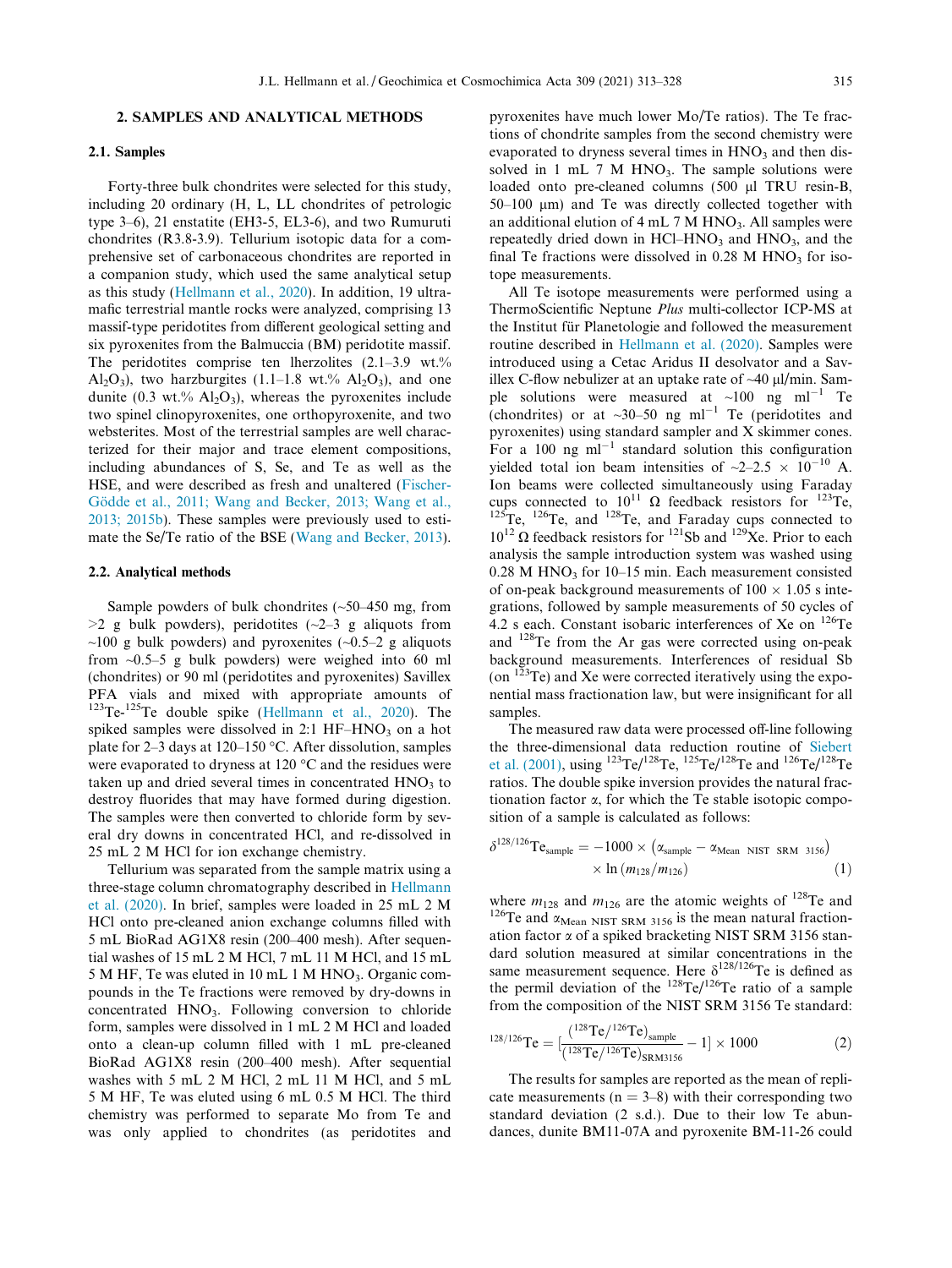## 2. SAMPLES AND ANALYTICAL METHODS

### 2.1. Samples

Forty-three bulk chondrites were selected for this study, including 20 ordinary (H, L, LL chondrites of petrologic type 3–6), 21 enstatite (EH3-5, EL3-6), and two Rumuruti chondrites (R3.8-3.9). Tellurium isotopic data for a comprehensive set of carbonaceous chondrites are reported in a companion study, which used the same analytical setup as this study (Hellmann et al., 2020). In addition, 19 ultramafic terrestrial mantle rocks were analyzed, comprising 13 massif-type peridotites from different geological setting and six pyroxenites from the Balmuccia (BM) peridotite massif. The peridotites comprise ten lherzolites (2.1–3.9 wt.% $Al_2O_3$), two harzburgites (1.1–1.8 wt.% $Al_2O_3$), and one dunite (0.3 wt.% $Al_2O_3$), whereas the pyroxenites include two spinel clinopyroxenites, one orthopyroxenite, and two websterites. Most of the terrestrial samples are well characterized for their major and trace element compositions, including abundances of S, Se, and Te as well as the HSE, and were described as fresh and unaltered (Fischer-Gödde et al., 2011; Wang and Becker, 2013; Wang et al., 2013; 2015b). These samples were previously used to estimate the Se/Te ratio of the BSE (Wang and Becker, 2013).

### 2.2. Analytical methods

Sample powders of bulk chondrites (~50–450 mg, from >2 g bulk powders), peridotites (~2–3 g aliquots from ~100 g bulk powders) and pyroxenites (~0.5–2 g aliquots from ~0.5–5 g bulk powders) were weighed into 60 ml (chondrites) or 90 ml (peridotites and pyroxenites) Savillex PFA vials and mixed with appropriate amounts of $^{123}$Te-$^{125}$Te double spike (Hellmann et al., 2020). The spiked samples were dissolved in 2:1 HF–$HNO_3$ on a hot plate for 2–3 days at 120–150 °C. After dissolution, samples were evaporated to dryness at 120 °C and the residues were taken up and dried several times in concentrated $HNO_3$ to destroy fluorides that may have formed during digestion. The samples were then converted to chloride form by several dry downs in concentrated HCl, and re-dissolved in 25 mL 2 M HCl for ion exchange chemistry.

Tellurium was separated from the sample matrix using a three-stage column chromatography described in Hellmann et al. (2020). In brief, samples were loaded in 25 mL 2 M HCl onto pre-cleaned anion exchange columns filled with 5 mL BioRad AG1X8 resin (200–400 mesh). After sequential washes of 15 mL 2 M HCl, 7 mL 11 M HCl, and 15 mL 5 M HF, Te was eluted in 10 mL 1 M $HNO_3$. Organic compounds in the Te fractions were removed by dry-downs in concentrated $HNO_3$. Following conversion to chloride form, samples were dissolved in 1 mL 2 M HCl and loaded onto a clean-up column filled with 1 mL pre-cleaned BioRad AG1X8 resin (200–400 mesh). After sequential washes with 5 mL 2 M HCl, 2 mL 11 M HCl, and 5 mL 5 M HF, Te was eluted using 6 mL 0.5 M HCl. The third chemistry was performed to separate Mo from Te and was only applied to chondrites (as peridotites and pyroxenites have much lower Mo/Te ratios). The Te fractions of chondrite samples from the second chemistry were evaporated to dryness several times in $HNO_3$ and then dissolved in 1 mL 7 M $HNO_3$. The sample solutions were loaded onto pre-cleaned columns (500 µl TRU resin-B, 50–100 µm) and Te was directly collected together with an additional elution of 4 mL 7 M $HNO_3$. All samples were repeatedly dried down in HCl–$HNO_3$ and $HNO_3$, and the final Te fractions were dissolved in 0.28 M $HNO_3$ for isotope measurements.

All Te isotope measurements were performed using a ThermoScientific Neptune *Plus* multi-collector ICP-MS at the Institut für Planetologie and followed the measurement routine described in Hellmann et al. (2020). Samples were introduced using a Cetac Aridus II desolvator and a Savillex C-flow nebulizer at an uptake rate of ~40 µl/min. Sample solutions were measured at ~100 ng ml$^{-1}$ Te (chondrites) or at ~30–50 ng ml$^{-1}$ Te (peridotites and pyroxenites) using standard sampler and X skimmer cones. For a 100 ng ml$^{-1}$ standard solution this configuration yielded total ion beam intensities of ~2–2.5 × 10$^{-10}$ A. Ion beams were collected simultaneously using Faraday cups connected to 10$^{11}$ Ω feedback resistors for $^{123}$Te, $^{125}$Te, $^{126}$Te, and $^{128}$Te, and Faraday cups connected to 10$^{12}$ Ω feedback resistors for $^{121}$Sb and $^{129}$Xe. Prior to each analysis the sample introduction system was washed using 0.28 M $HNO_3$ for 10–15 min. Each measurement consisted of on-peak background measurements of 100 × 1.05 s integrations, followed by sample measurements of 50 cycles of 4.2 s each. Constant isobaric interferences of Xe on $^{126}$Te and $^{128}$Te from the Ar gas were corrected using on-peak background measurements. Interferences of residual Sb (on $^{123}$Te) and Xe were corrected iteratively using the exponential mass fractionation law, but were insignificant for all samples.

The measured raw data were processed off-line following the three-dimensional data reduction routine of Siebert et al. (2001), using $^{123}$Te/$^{128}$Te, $^{125}$Te/$^{128}$Te and $^{126}$Te/$^{128}$Te ratios. The double spike inversion provides the natural fractionation factor α, for which the Te stable isotopic composition of a sample is calculated as follows:

$$\delta^{128/126}\text{Te}_{\text{sample}} = -1000 \times \left(\alpha_{\text{sample}} - \alpha_{\text{Mean NIST SRM 3156}}\right) \times \ln\left(m_{128}/m_{126}\right) \quad (1)$$

where $m_{128}$ and $m_{126}$ are the atomic weights of $^{128}$Te and $^{126}$Te and $\alpha_{\text{Mean NIST SRM 3156}}$ is the mean natural fractionation factor α of a spiked bracketing NIST SRM 3156 standard solution measured at similar concentrations in the same measurement sequence. Here $\delta^{128/126}$Te is defined as the permil deviation of the $^{128}$Te/$^{126}$Te ratio of a sample from the composition of the NIST SRM 3156 Te standard:

$$^{128/126}\text{Te} = \left[\frac{(^{128}\text{Te}/^{126}\text{Te})_{\text{sample}}}{(^{128}\text{Te}/^{126}\text{Te})_{\text{SRM3156}}} - 1\right] \times 1000 \quad (2)$$

The results for samples are reported as the mean of replicate measurements (n = 3–8) with their corresponding two standard deviation (2 s.d.). Due to their low Te abundances, dunite BM11-07A and pyroxenite BM-11-26 could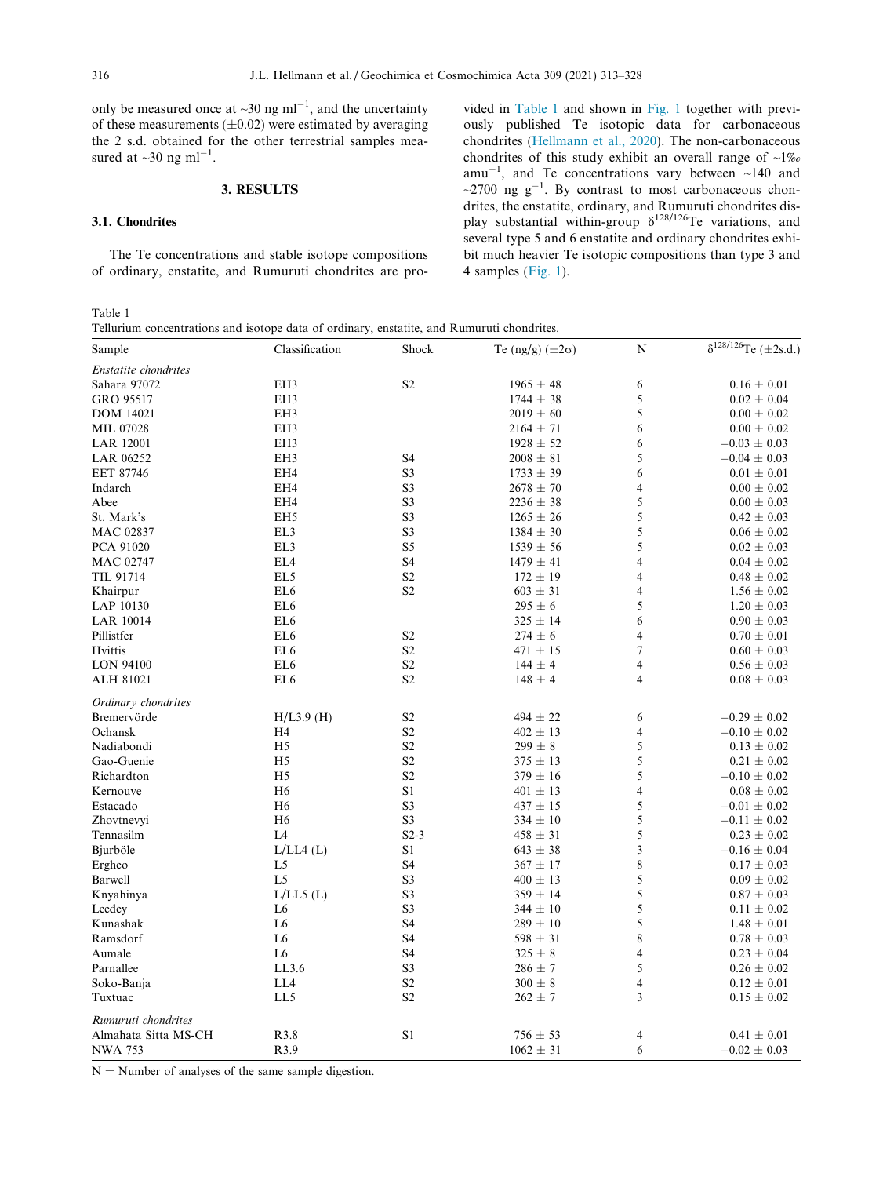only be measured once at ~30 ng ml$^{-1}$, and the uncertainty of these measurements (±0.02) were estimated by averaging the 2 s.d. obtained for the other terrestrial samples measured at ~30 ng ml$^{-1}$.

## 3. RESULTS

### 3.1. Chondrites

The Te concentrations and stable isotope compositions of ordinary, enstatite, and Rumuruti chondrites are provided in Table 1 and shown in Fig. 1 together with previously published Te isotopic data for carbonaceous chondrites (Hellmann et al., 2020). The non-carbonaceous chondrites of this study exhibit an overall range of ~1‰ amu$^{-1}$, and Te concentrations vary between ~140 and ~2700 ng g$^{-1}$. By contrast to most carbonaceous chondrites, the enstatite, ordinary, and Rumuruti chondrites display substantial within-group $\delta^{128/126}$Te variations, and several type 5 and 6 enstatite and ordinary chondrites exhibit much heavier Te isotopic compositions than type 3 and 4 samples (Fig. 1).

Table 1
Tellurium concentrations and isotope data of ordinary, enstatite, and Rumuruti chondrites.

| Sample | Classification | Shock | Te (ng/g) (±2σ) | N | $\delta^{128/126}$Te (±2s.d.) |
|---|---|---|---|---|---|
| *Enstatite chondrites* | | | | | |
| Sahara 97072 | EH3 | S2 | 1965 ± 48 | 6 | 0.16 ± 0.01 |
| GRO 95517 | EH3 | | 1744 ± 38 | 5 | 0.02 ± 0.04 |
| DOM 14021 | EH3 | | 2019 ± 60 | 5 | 0.00 ± 0.02 |
| MIL 07028 | EH3 | | 2164 ± 71 | 6 | 0.00 ± 0.02 |
| LAR 12001 | EH3 | | 1928 ± 52 | 6 | −0.03 ± 0.03 |
| LAR 06252 | EH3 | S4 | 2008 ± 81 | 5 | −0.04 ± 0.03 |
| EET 87746 | EH4 | S3 | 1733 ± 39 | 6 | 0.01 ± 0.01 |
| Indarch | EH4 | S3 | 2678 ± 70 | 4 | 0.00 ± 0.02 |
| Abee | EH4 | S3 | 2236 ± 38 | 5 | 0.00 ± 0.03 |
| St. Mark's | EH5 | S3 | 1265 ± 26 | 5 | 0.42 ± 0.03 |
| MAC 02837 | EL3 | S3 | 1384 ± 30 | 5 | 0.06 ± 0.02 |
| PCA 91020 | EL3 | S5 | 1539 ± 56 | 5 | 0.02 ± 0.03 |
| MAC 02747 | EL4 | S4 | 1479 ± 41 | 4 | 0.04 ± 0.02 |
| TIL 91714 | EL5 | S2 | 172 ± 19 | 4 | 0.48 ± 0.02 |
| Khairpur | EL6 | S2 | 603 ± 31 | 4 | 1.56 ± 0.02 |
| LAP 10130 | EL6 | | 295 ± 6 | 5 | 1.20 ± 0.03 |
| LAR 10014 | EL6 | | 325 ± 14 | 6 | 0.90 ± 0.03 |
| Pillistfer | EL6 | S2 | 274 ± 6 | 4 | 0.70 ± 0.01 |
| Hvittis | EL6 | S2 | 471 ± 15 | 7 | 0.60 ± 0.03 |
| LON 94100 | EL6 | S2 | 144 ± 4 | 4 | 0.56 ± 0.03 |
| ALH 81021 | EL6 | S2 | 148 ± 4 | 4 | 0.08 ± 0.03 |
| *Ordinary chondrites* | | | | | |
| Bremervörde | H/L3.9 (H) | S2 | 494 ± 22 | 6 | −0.29 ± 0.02 |
| Ochansk | H4 | S2 | 402 ± 13 | 4 | −0.10 ± 0.02 |
| Nadiabondi | H5 | S2 | 299 ± 8 | 5 | 0.13 ± 0.02 |
| Gao-Guenie | H5 | S2 | 375 ± 13 | 5 | 0.21 ± 0.02 |
| Richardton | H5 | S2 | 379 ± 16 | 5 | −0.10 ± 0.02 |
| Kernouve | H6 | S1 | 401 ± 13 | 4 | 0.08 ± 0.02 |
| Estacado | H6 | S3 | 437 ± 15 | 5 | −0.01 ± 0.02 |
| Zhovtnevyi | H6 | S3 | 334 ± 10 | 5 | −0.11 ± 0.02 |
| Tennasilm | L4 | S2-3 | 458 ± 31 | 5 | 0.23 ± 0.02 |
| Bjurböle | L/LL4 (L) | S1 | 643 ± 38 | 3 | −0.16 ± 0.04 |
| Ergheo | L5 | S4 | 367 ± 17 | 8 | 0.17 ± 0.03 |
| Barwell | L5 | S3 | 400 ± 13 | 5 | 0.09 ± 0.02 |
| Knyahinya | L/LL5 (L) | S3 | 359 ± 14 | 5 | 0.87 ± 0.03 |
| Leedey | L6 | S3 | 344 ± 10 | 5 | 0.11 ± 0.02 |
| Kunashak | L6 | S4 | 289 ± 10 | 5 | 1.48 ± 0.01 |
| Ramsdorf | L6 | S4 | 598 ± 31 | 8 | 0.78 ± 0.03 |
| Aumale | L6 | S4 | 325 ± 8 | 4 | 0.23 ± 0.04 |
| Parnallee | LL3.6 | S3 | 286 ± 7 | 5 | 0.26 ± 0.02 |
| Soko-Banja | LL4 | S2 | 300 ± 8 | 4 | 0.12 ± 0.01 |
| Tuxtuac | LL5 | S2 | 262 ± 7 | 3 | 0.15 ± 0.02 |
| *Rumuruti chondrites* | | | | | |
| Almahata Sitta MS-CH | R3.8 | S1 | 756 ± 53 | 4 | 0.41 ± 0.01 |
| NWA 753 | R3.9 | | 1062 ± 31 | 6 | −0.02 ± 0.03 |

N = Number of analyses of the same sample digestion.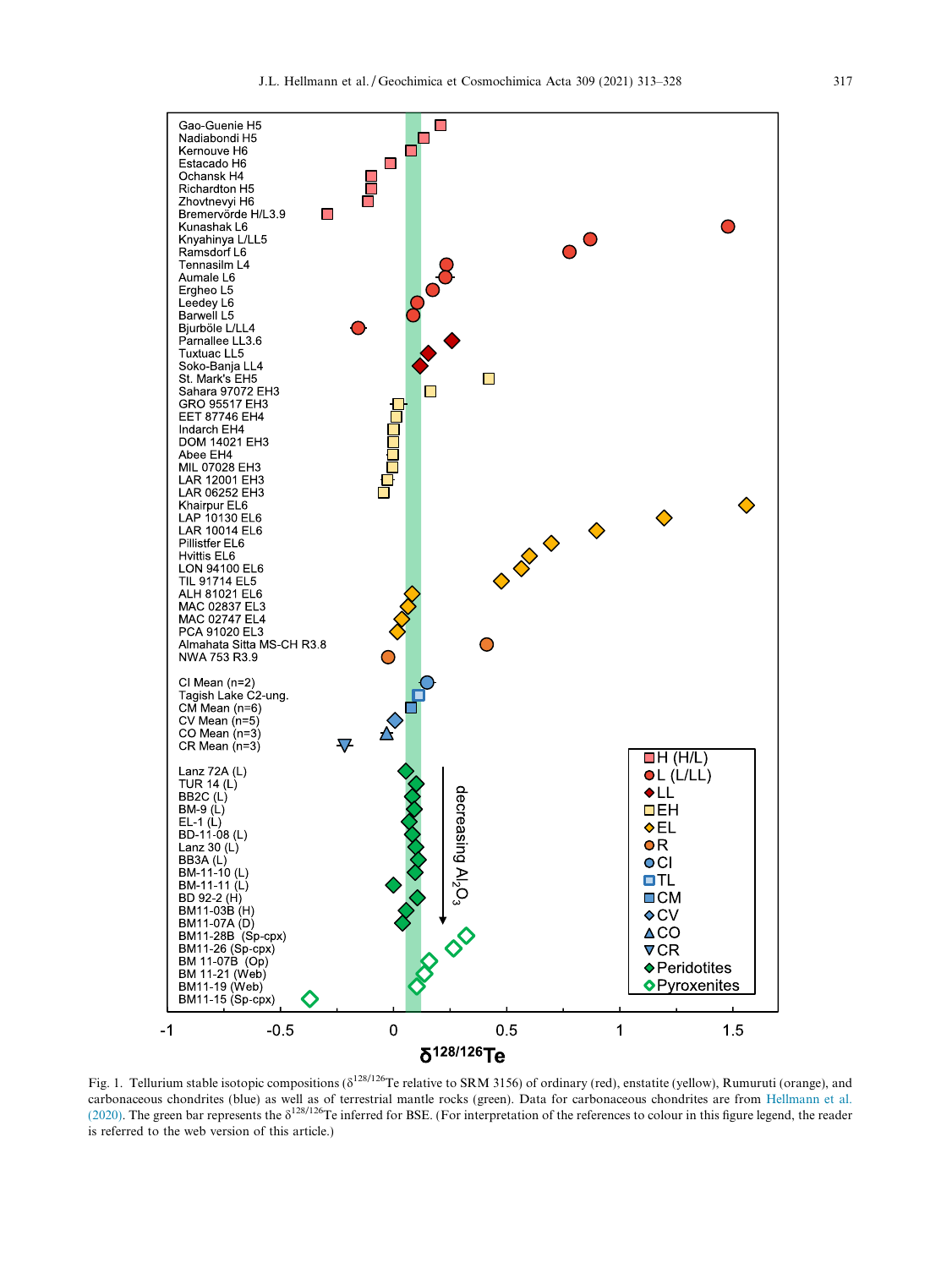Fig. 1. Tellurium stable isotopic compositions ($\delta^{128/126}$Te relative to SRM 3156) of ordinary (red), enstatite (yellow), Rumuruti (orange), and carbonaceous chondrites (blue) as well as of terrestrial mantle rocks (green). Data for carbonaceous chondrites are from Hellmann et al. (2020). The green bar represents the $\delta^{128/126}$Te inferred for BSE. (For interpretation of the references to colour in this figure legend, the reader is referred to the web version of this article.)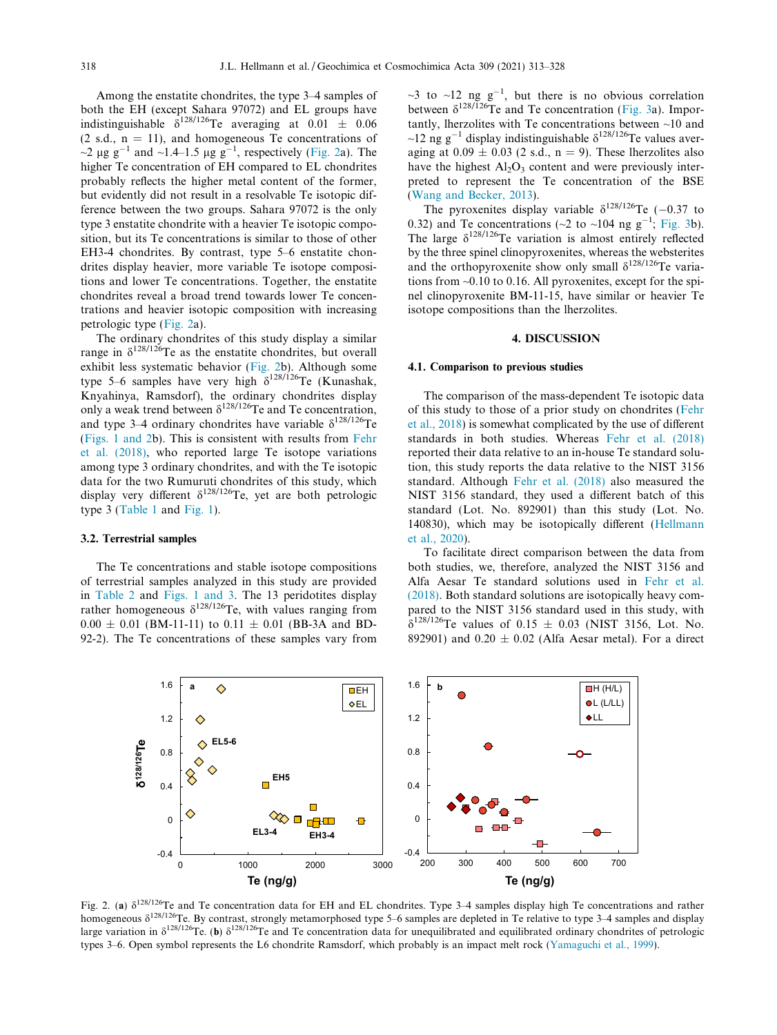Among the enstatite chondrites, the type 3–4 samples of both the EH (except Sahara 97072) and EL groups have indistinguishable $\delta^{128/126}$Te averaging at 0.01 ± 0.06 (2 s.d., n = 11), and homogeneous Te concentrations of ~2 μg g$^{-1}$ and ~1.4–1.5 μg g$^{-1}$, respectively (Fig. 2a). The higher Te concentration of EH compared to EL chondrites probably reflects the higher metal content of the former, but evidently did not result in a resolvable Te isotopic difference between the two groups. Sahara 97072 is the only type 3 enstatite chondrite with a heavier Te isotopic composition, but its Te concentrations is similar to those of other EH3-4 chondrites. By contrast, type 5–6 enstatite chondrites display heavier, more variable Te isotope compositions and lower Te concentrations. Together, the enstatite chondrites reveal a broad trend towards lower Te concentrations and heavier isotopic composition with increasing petrologic type (Fig. 2a).

The ordinary chondrites of this study display a similar range in $\delta^{128/126}$Te as the enstatite chondrites, but overall exhibit less systematic behavior (Fig. 2b). Although some type 5–6 samples have very high $\delta^{128/126}$Te (Kunashak, Knyahinya, Ramsdorf), the ordinary chondrites display only a weak trend between $\delta^{128/126}$Te and Te concentration, and type 3–4 ordinary chondrites have variable $\delta^{128/126}$Te (Figs. 1 and 2b). This is consistent with results from Fehr et al. (2018), who reported large Te isotope variations among type 3 ordinary chondrites, and with the Te isotopic data for the two Rumuruti chondrites of this study, which display very different $\delta^{128/126}$Te, yet are both petrologic type 3 (Table 1 and Fig. 1).

### 3.2. Terrestrial samples

The Te concentrations and stable isotope compositions of terrestrial samples analyzed in this study are provided in Table 2 and Figs. 1 and 3. The 13 peridotites display rather homogeneous $\delta^{128/126}$Te, with values ranging from 0.00 ± 0.01 (BM-11-11) to 0.11 ± 0.01 (BB-3A and BD-92-2). The Te concentrations of these samples vary from ~3 to ~12 ng g$^{-1}$, but there is no obvious correlation between $\delta^{128/126}$Te and Te concentration (Fig. 3a). Importantly, lherzolites with Te concentrations between ~10 and ~12 ng g$^{-1}$ display indistinguishable $\delta^{128/126}$Te values averaging at 0.09 ± 0.03 (2 s.d., n = 9). These lherzolites also have the highest $Al_2O_3$ content and were previously interpreted to represent the Te concentration of the BSE (Wang and Becker, 2013).

The pyroxenites display variable $\delta^{128/126}$Te (−0.37 to 0.32) and Te concentrations (~2 to ~104 ng g$^{-1}$; Fig. 3b). The large $\delta^{128/126}$Te variation is almost entirely reflected by the three spinel clinopyroxenites, whereas the websterites and the orthopyroxenite show only small $\delta^{128/126}$Te variations from ~0.10 to 0.16. All pyroxenites, except for the spinel clinopyroxenite BM-11-15, have similar or heavier Te isotope compositions than the lherzolites.

## 4. DISCUSSION

### 4.1. Comparison to previous studies

The comparison of the mass-dependent Te isotopic data of this study to those of a prior study on chondrites (Fehr et al., 2018) is somewhat complicated by the use of different standards in both studies. Whereas Fehr et al. (2018) reported their data relative to an in-house Te standard solution, this study reports the data relative to the NIST 3156 standard. Although Fehr et al. (2018) also measured the NIST 3156 standard, they used a different batch of this standard (Lot. No. 892901) than this study (Lot. No. 140830), which may be isotopically different (Hellmann et al., 2020).

To facilitate direct comparison between the data from both studies, we, therefore, analyzed the NIST 3156 and Alfa Aesar Te standard solutions used in Fehr et al. (2018). Both standard solutions are isotopically heavy compared to the NIST 3156 standard used in this study, with $\delta^{128/126}$Te values of 0.15 ± 0.03 (NIST 3156, Lot. No. 892901) and 0.20 ± 0.02 (Alfa Aesar metal). For a direct

Fig. 2. (**a**) $\delta^{128/126}$Te and Te concentration data for EH and EL chondrites. Type 3–4 samples display high Te concentrations and rather homogeneous $\delta^{128/126}$Te. By contrast, strongly metamorphosed type 5–6 samples are depleted in Te relative to type 3–4 samples and display large variation in $\delta^{128/126}$Te. (**b**) $\delta^{128/126}$Te and Te concentration data for unequilibrated and equilibrated ordinary chondrites of petrologic types 3–6. Open symbol represents the L6 chondrite Ramsdorf, which probably is an impact melt rock (Yamaguchi et al., 1999).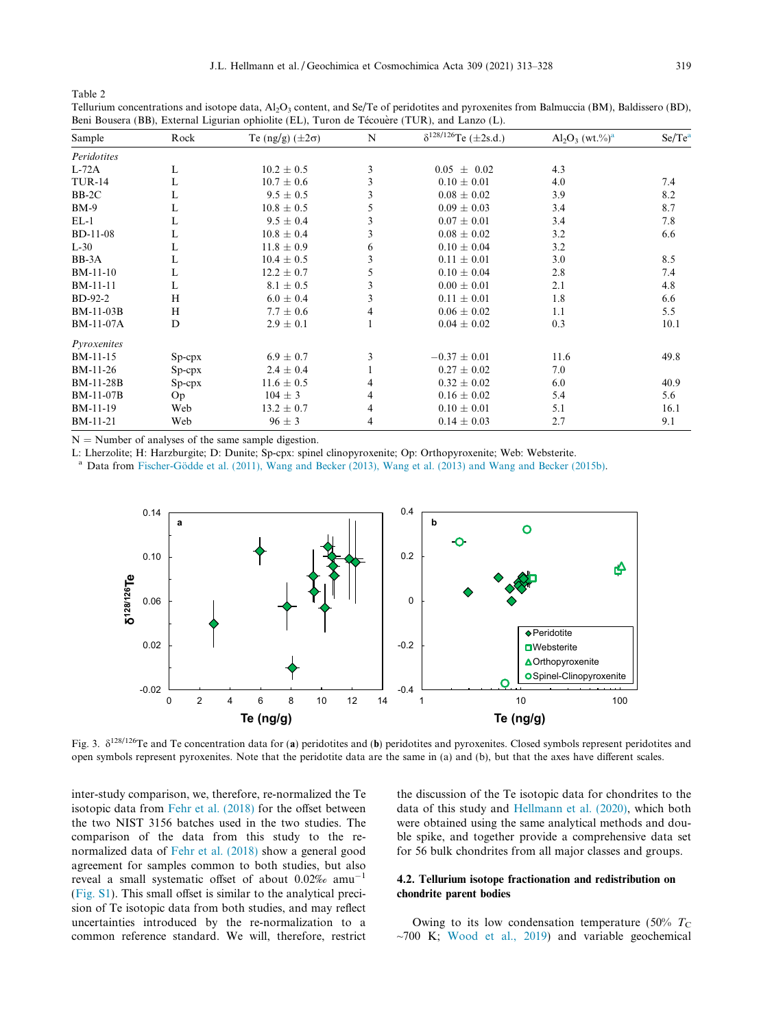Table 2
Tellurium concentrations and isotope data, $Al_2O_3$ content, and Se/Te of peridotites and pyroxenites from Balmuccia (BM), Baldissero (BD), Beni Bousera (BB), External Ligurian ophiolite (EL), Turon de Técouère (TUR), and Lanzo (L).

| Sample | Rock | Te (ng/g) (±2σ) | N | $\delta^{128/126}$Te (±2s.d.) | $Al_2O_3$ (wt.%)[a] | Se/Te[a] |
|---|---|---|---|---|---|---|
| *Peridotites* | | | | | | |
| L-72A | L | 10.2 ± 0.5 | 3 | 0.05 ± 0.02 | 4.3 | |
| TUR-14 | L | 10.7 ± 0.6 | 3 | 0.10 ± 0.01 | 4.0 | 7.4 |
| BB-2C | L | 9.5 ± 0.5 | 3 | 0.08 ± 0.02 | 3.9 | 8.2 |
| BM-9 | L | 10.8 ± 0.5 | 5 | 0.09 ± 0.03 | 3.4 | 8.7 |
| EL-1 | L | 9.5 ± 0.4 | 3 | 0.07 ± 0.01 | 3.4 | 7.8 |
| BD-11-08 | L | 10.8 ± 0.4 | 3 | 0.08 ± 0.02 | 3.2 | 6.6 |
| L-30 | L | 11.8 ± 0.9 | 6 | 0.10 ± 0.04 | 3.2 | |
| BB-3A | L | 10.4 ± 0.5 | 3 | 0.11 ± 0.01 | 3.0 | 8.5 |
| BM-11-10 | L | 12.2 ± 0.7 | 5 | 0.10 ± 0.04 | 2.8 | 7.4 |
| BM-11-11 | L | 8.1 ± 0.5 | 3 | 0.00 ± 0.01 | 2.1 | 4.8 |
| BD-92-2 | H | 6.0 ± 0.4 | 3 | 0.11 ± 0.01 | 1.8 | 6.6 |
| BM-11-03B | H | 7.7 ± 0.6 | 4 | 0.06 ± 0.02 | 1.1 | 5.5 |
| BM-11-07A | D | 2.9 ± 0.1 | 1 | 0.04 ± 0.02 | 0.3 | 10.1 |
| *Pyroxenites* | | | | | | |
| BM-11-15 | Sp-cpx | 6.9 ± 0.7 | 3 | −0.37 ± 0.01 | 11.6 | 49.8 |
| BM-11-26 | Sp-cpx | 2.4 ± 0.4 | 1 | 0.27 ± 0.02 | 7.0 | |
| BM-11-28B | Sp-cpx | 11.6 ± 0.5 | 4 | 0.32 ± 0.02 | 6.0 | 40.9 |
| BM-11-07B | Op | 104 ± 3 | 4 | 0.16 ± 0.02 | 5.4 | 5.6 |
| BM-11-19 | Web | 13.2 ± 0.7 | 4 | 0.10 ± 0.01 | 5.1 | 16.1 |
| BM-11-21 | Web | 96 ± 3 | 4 | 0.14 ± 0.03 | 2.7 | 9.1 |

N = Number of analyses of the same sample digestion.
L: Lherzolite; H: Harzburgite; D: Dunite; Sp-cpx: spinel clinopyroxenite; Op: Orthopyroxenite; Web: Websterite.
[a] Data from Fischer-Gödde et al. (2011), Wang and Becker (2013), Wang et al. (2013) and Wang and Becker (2015b).

Fig. 3. $\delta^{128/126}$Te and Te concentration data for (**a**) peridotites and (**b**) peridotites and pyroxenites. Closed symbols represent peridotites and open symbols represent pyroxenites. Note that the peridotite data are the same in (a) and (b), but that the axes have different scales.

inter-study comparison, we, therefore, re-normalized the Te isotopic data from Fehr et al. (2018) for the offset between the two NIST 3156 batches used in the two studies. The comparison of the data from this study to the re-normalized data of Fehr et al. (2018) show a general good agreement for samples common to both studies, but also reveal a small systematic offset of about 0.02‰ $amu^{-1}$ (Fig. S1). This small offset is similar to the analytical precision of Te isotopic data from both studies, and may reflect uncertainties introduced by the re-normalization to a common reference standard. We will, therefore, restrict the discussion of the Te isotopic data for chondrites to the data of this study and Hellmann et al. (2020), which both were obtained using the same analytical methods and double spike, and together provide a comprehensive data set for 56 bulk chondrites from all major classes and groups.

### 4.2. Tellurium isotope fractionation and redistribution on chondrite parent bodies

Owing to its low condensation temperature (50% $T_C$ ~700 K; Wood et al., 2019) and variable geochemical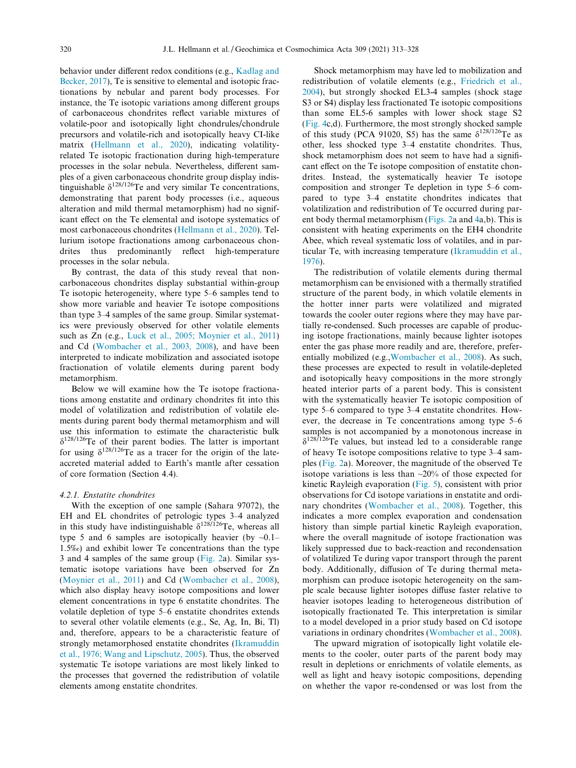behavior under different redox conditions (e.g., Kadlag and Becker, 2017), Te is sensitive to elemental and isotopic fractionations by nebular and parent body processes. For instance, the Te isotopic variations among different groups of carbonaceous chondrites reflect variable mixtures of volatile-poor and isotopically light chondrules/chondrule precursors and volatile-rich and isotopically heavy CI-like matrix (Hellmann et al., 2020), indicating volatility-related Te isotopic fractionation during high-temperature processes in the solar nebula. Nevertheless, different samples of a given carbonaceous chondrite group display indistinguishable $\delta^{128/126}$Te and very similar Te concentrations, demonstrating that parent body processes (i.e., aqueous alteration and mild thermal metamorphism) had no significant effect on the Te elemental and isotope systematics of most carbonaceous chondrites (Hellmann et al., 2020). Tellurium isotope fractionations among carbonaceous chondrites thus predominantly reflect high-temperature processes in the solar nebula.

By contrast, the data of this study reveal that non-carbonaceous chondrites display substantial within-group Te isotopic heterogeneity, where type 5–6 samples tend to show more variable and heavier Te isotope compositions than type 3–4 samples of the same group. Similar systematics were previously observed for other volatile elements such as Zn (e.g., Luck et al., 2005; Moynier et al., 2011) and Cd (Wombacher et al., 2003, 2008), and have been interpreted to indicate mobilization and associated isotope fractionation of volatile elements during parent body metamorphism.

Below we will examine how the Te isotope fractionations among enstatite and ordinary chondrites fit into this model of volatilization and redistribution of volatile elements during parent body thermal metamorphism and will use this information to estimate the characteristic bulk $\delta^{128/126}$Te of their parent bodies. The latter is important for using $\delta^{128/126}$Te as a tracer for the origin of the late-accreted material added to Earth's mantle after cessation of core formation (Section 4.4).

#### 4.2.1. Enstatite chondrites

With the exception of one sample (Sahara 97072), the EH and EL chondrites of petrologic types 3–4 analyzed in this study have indistinguishable $\delta^{128/126}$Te, whereas all type 5 and 6 samples are isotopically heavier (by ~0.1–1.5‰) and exhibit lower Te concentrations than the type 3 and 4 samples of the same group (Fig. 2a). Similar systematic isotope variations have been observed for Zn (Moynier et al., 2011) and Cd (Wombacher et al., 2008), which also display heavy isotope compositions and lower element concentrations in type 6 enstatite chondrites. The volatile depletion of type 5–6 enstatite chondrites extends to several other volatile elements (e.g., Se, Ag, In, Bi, Tl) and, therefore, appears to be a characteristic feature of strongly metamorphosed enstatite chondrites (Ikramuddin et al., 1976; Wang and Lipschutz, 2005). Thus, the observed systematic Te isotope variations are most likely linked to the processes that governed the redistribution of volatile elements among enstatite chondrites.

Shock metamorphism may have led to mobilization and redistribution of volatile elements (e.g., Friedrich et al., 2004), but strongly shocked EL3-4 samples (shock stage S3 or S4) display less fractionated Te isotopic compositions than some EL5-6 samples with lower shock stage S2 (Fig. 4c,d). Furthermore, the most strongly shocked sample of this study (PCA 91020, S5) has the same $\delta^{128/126}$Te as other, less shocked type 3–4 enstatite chondrites. Thus, shock metamorphism does not seem to have had a significant effect on the Te isotope composition of enstatite chondrites. Instead, the systematically heavier Te isotope composition and stronger Te depletion in type 5–6 compared to type 3–4 enstatite chondrites indicates that volatilization and redistribution of Te occurred during parent body thermal metamorphism (Figs. 2a and 4a,b). This is consistent with heating experiments on the EH4 chondrite Abee, which reveal systematic loss of volatiles, and in particular Te, with increasing temperature (Ikramuddin et al., 1976).

The redistribution of volatile elements during thermal metamorphism can be envisioned with a thermally stratified structure of the parent body, in which volatile elements in the hotter inner parts were volatilized and migrated towards the cooler outer regions where they may have partially re-condensed. Such processes are capable of producing isotope fractionations, mainly because lighter isotopes enter the gas phase more readily and are, therefore, preferentially mobilized (e.g.,Wombacher et al., 2008). As such, these processes are expected to result in volatile-depleted and isotopically heavy compositions in the more strongly heated interior parts of a parent body. This is consistent with the systematically heavier Te isotopic composition of type 5–6 compared to type 3–4 enstatite chondrites. However, the decrease in Te concentrations among type 5–6 samples is not accompanied by a monotonous increase in $\delta^{128/126}$Te values, but instead led to a considerable range of heavy Te isotope compositions relative to type 3–4 samples (Fig. 2a). Moreover, the magnitude of the observed Te isotope variations is less than ~20% of those expected for kinetic Rayleigh evaporation (Fig. 5), consistent with prior observations for Cd isotope variations in enstatite and ordinary chondrites (Wombacher et al., 2008). Together, this indicates a more complex evaporation and condensation history than simple partial kinetic Rayleigh evaporation, where the overall magnitude of isotope fractionation was likely suppressed due to back-reaction and recondensation of volatilized Te during vapor transport through the parent body. Additionally, diffusion of Te during thermal metamorphism can produce isotopic heterogeneity on the sample scale because lighter isotopes diffuse faster relative to heavier isotopes leading to heterogeneous distribution of isotopically fractionated Te. This interpretation is similar to a model developed in a prior study based on Cd isotope variations in ordinary chondrites (Wombacher et al., 2008).

The upward migration of isotopically light volatile elements to the cooler, outer parts of the parent body may result in depletions or enrichments of volatile elements, as well as light and heavy isotopic compositions, depending on whether the vapor re-condensed or was lost from the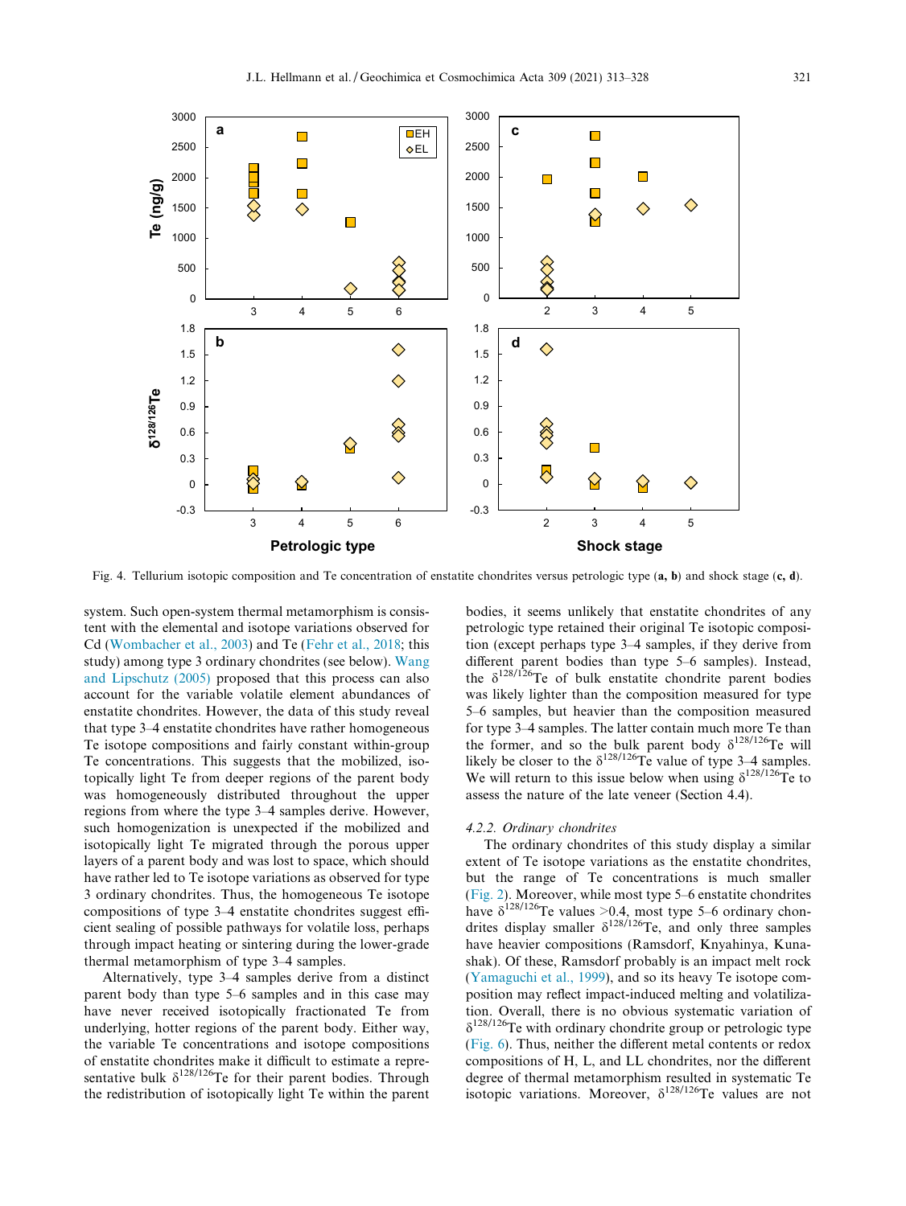Fig. 4. Tellurium isotopic composition and Te concentration of enstatite chondrites versus petrologic type (**a, b**) and shock stage (**c, d**).

system. Such open-system thermal metamorphism is consistent with the elemental and isotope variations observed for Cd (Wombacher et al., 2003) and Te (Fehr et al., 2018; this study) among type 3 ordinary chondrites (see below). Wang and Lipschutz (2005) proposed that this process can also account for the variable volatile element abundances of enstatite chondrites. However, the data of this study reveal that type 3–4 enstatite chondrites have rather homogeneous Te isotope compositions and fairly constant within-group Te concentrations. This suggests that the mobilized, isotopically light Te from deeper regions of the parent body was homogeneously distributed throughout the upper regions from where the type 3–4 samples derive. However, such homogenization is unexpected if the mobilized and isotopically light Te migrated through the porous upper layers of a parent body and was lost to space, which should have rather led to Te isotope variations as observed for type 3 ordinary chondrites. Thus, the homogeneous Te isotope compositions of type 3–4 enstatite chondrites suggest efficient sealing of possible pathways for volatile loss, perhaps through impact heating or sintering during the lower-grade thermal metamorphism of type 3–4 samples.

Alternatively, type 3–4 samples derive from a distinct parent body than type 5–6 samples and in this case may have never received isotopically fractionated Te from underlying, hotter regions of the parent body. Either way, the variable Te concentrations and isotope compositions of enstatite chondrites make it difficult to estimate a representative bulk $\delta^{128/126}$Te for their parent bodies. Through the redistribution of isotopically light Te within the parent bodies, it seems unlikely that enstatite chondrites of any petrologic type retained their original Te isotopic composition (except perhaps type 3–4 samples, if they derive from different parent bodies than type 5–6 samples). Instead, the $\delta^{128/126}$Te of bulk enstatite chondrite parent bodies was likely lighter than the composition measured for type 5–6 samples, but heavier than the composition measured for type 3–4 samples. The latter contain much more Te than the former, and so the bulk parent body $\delta^{128/126}$Te will likely be closer to the $\delta^{128/126}$Te value of type 3–4 samples. We will return to this issue below when using $\delta^{128/126}$Te to assess the nature of the late veneer (Section 4.4).

#### *4.2.2. Ordinary chondrites*

The ordinary chondrites of this study display a similar extent of Te isotope variations as the enstatite chondrites, but the range of Te concentrations is much smaller (Fig. 2). Moreover, while most type 5–6 enstatite chondrites have $\delta^{128/126}$Te values >0.4, most type 5–6 ordinary chondrites display smaller $\delta^{128/126}$Te, and only three samples have heavier compositions (Ramsdorf, Knyahinya, Kunashak). Of these, Ramsdorf probably is an impact melt rock (Yamaguchi et al., 1999), and so its heavy Te isotope composition may reflect impact-induced melting and volatilization. Overall, there is no obvious systematic variation of $\delta^{128/126}$Te with ordinary chondrite group or petrologic type (Fig. 6). Thus, neither the different metal contents or redox compositions of H, L, and LL chondrites, nor the different degree of thermal metamorphism resulted in systematic Te isotopic variations. Moreover, $\delta^{128/126}$Te values are not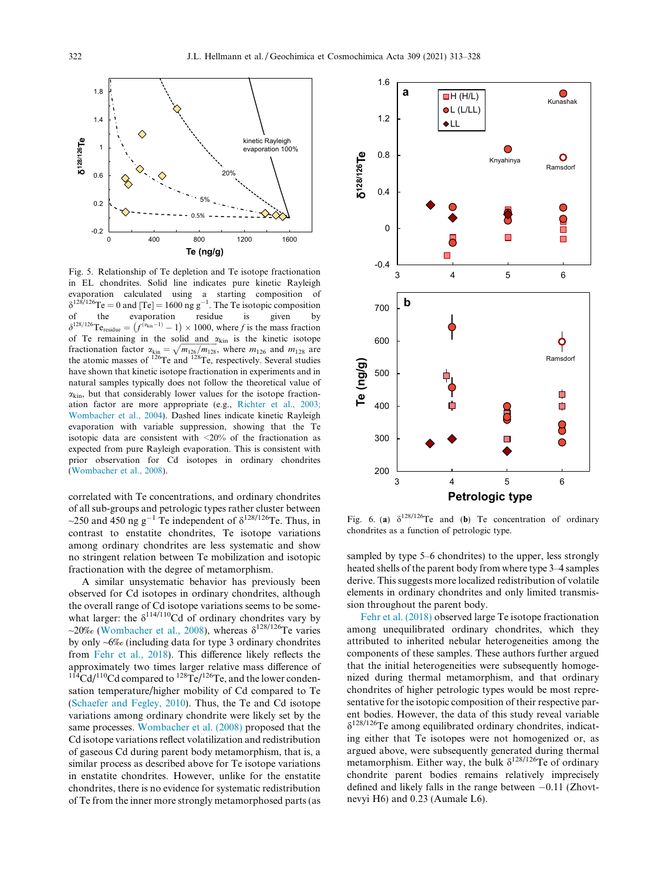Fig. 5. Relationship of Te depletion and Te isotope fractionation in EL chondrites. Solid line indicates pure kinetic Rayleigh evaporation calculated using a starting composition of $\delta^{128/126}$Te = 0 and [Te] = 1600 ng g$^{-1}$. The Te isotopic composition of the evaporation residue is given by $\delta^{128/126}\text{Te}_{\text{residue}} = \left(f^{(\alpha_{\text{kin}}-1)} - 1\right) \times 1000$, where $f$ is the mass fraction of Te remaining in the solid and $\alpha_{\text{kin}}$ is the kinetic isotope fractionation factor $\alpha_{\text{kin}} = \sqrt{m_{126}/m_{128}}$, where $m_{126}$ and $m_{128}$ are the atomic masses of $^{126}$Te and $^{128}$Te, respectively. Several studies have shown that kinetic isotope fractionation in experiments and in natural samples typically does not follow the theoretical value of $\alpha_{\text{kin}}$, but that considerably lower values for the isotope fractionation factor are more appropriate (e.g., Richter et al., 2003; Wombacher et al., 2004). Dashed lines indicate kinetic Rayleigh evaporation with variable suppression, showing that the Te isotopic data are consistent with <20% of the fractionation as expected from pure Rayleigh evaporation. This is consistent with prior observation for Cd isotopes in ordinary chondrites (Wombacher et al., 2008).

correlated with Te concentrations, and ordinary chondrites of all sub-groups and petrologic types rather cluster between ~250 and 450 ng g$^{-1}$ Te independent of $\delta^{128/126}$Te. Thus, in contrast to enstatite chondrites, Te isotope variations among ordinary chondrites are less systematic and show no stringent relation between Te mobilization and isotopic fractionation with the degree of metamorphism.

A similar unsystematic behavior has previously been observed for Cd isotopes in ordinary chondrites, although the overall range of Cd isotope variations seems to be somewhat larger: the $\delta^{114/110}$Cd of ordinary chondrites vary by ~20‰ (Wombacher et al., 2008), whereas $\delta^{128/126}$Te varies by only ~6‰ (including data for type 3 ordinary chondrites from Fehr et al., 2018). This difference likely reflects the approximately two times larger relative mass difference of $^{114}$Cd/$^{110}$Cd compared to $^{128}$Te/$^{126}$Te, and the lower condensation temperature/higher mobility of Cd compared to Te (Schaefer and Fegley, 2010). Thus, the Te and Cd isotope variations among ordinary chondrite were likely set by the same processes. Wombacher et al. (2008) proposed that the Cd isotope variations reflect volatilization and redistribution of gaseous Cd during parent body metamorphism, that is, a similar process as described above for Te isotope variations in enstatite chondrites. However, unlike for the enstatite chondrites, there is no evidence for systematic redistribution of Te from the inner more strongly metamorphosed parts (as sampled by type 5–6 chondrites) to the upper, less strongly heated shells of the parent body from where type 3–4 samples derive. This suggests more localized redistribution of volatile elements in ordinary chondrites and only limited transmission throughout the parent body.

Fehr et al. (2018) observed large Te isotope fractionation among unequilibrated ordinary chondrites, which they attributed to inherited nebular heterogeneities among the components of these samples. These authors further argued that the initial heterogeneities were subsequently homogenized during thermal metamorphism, and that ordinary chondrites of higher petrologic types would be most representative for the isotopic composition of their respective parent bodies. However, the data of this study reveal variable $\delta^{128/126}$Te among equilibrated ordinary chondrites, indicating either that Te isotopes were not homogenized or, as argued above, were subsequently generated during thermal metamorphism. Either way, the bulk $\delta^{128/126}$Te of ordinary chondrite parent bodies remains relatively imprecisely defined and likely falls in the range between −0.11 (Zhovtnevyi H6) and 0.23 (Aumale L6).

Fig. 6. (**a**) $\delta^{128/126}$Te and (**b**) Te concentration of ordinary chondrites as a function of petrologic type.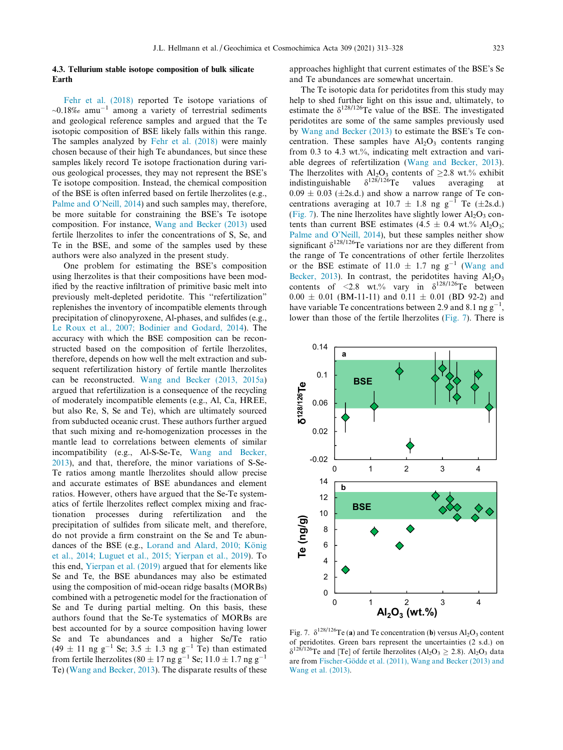### 4.3. Tellurium stable isotope composition of bulk silicate Earth

Fehr et al. (2018) reported Te isotope variations of ~0.18‰ $amu^{-1}$ among a variety of terrestrial sediments and geological reference samples and argued that the Te isotopic composition of BSE likely falls within this range. The samples analyzed by Fehr et al. (2018) were mainly chosen because of their high Te abundances, but since these samples likely record Te isotope fractionation during various geological processes, they may not represent the BSE's Te isotope composition. Instead, the chemical composition of the BSE is often inferred based on fertile lherzolites (e.g., Palme and O'Neill, 2014) and such samples may, therefore, be more suitable for constraining the BSE's Te isotope composition. For instance, Wang and Becker (2013) used fertile lherzolites to infer the concentrations of S, Se, and Te in the BSE, and some of the samples used by these authors were also analyzed in the present study.

One problem for estimating the BSE's composition using lherzolites is that their compositions have been modified by the reactive infiltration of primitive basic melt into previously melt-depleted peridotite. This "refertilization" replenishes the inventory of incompatible elements through precipitation of clinopyroxene, Al-phases, and sulfides (e.g., Le Roux et al., 2007; Bodinier and Godard, 2014). The accuracy with which the BSE composition can be reconstructed based on the composition of fertile lherzolites, therefore, depends on how well the melt extraction and subsequent refertilization history of fertile mantle lherzolites can be reconstructed. Wang and Becker (2013, 2015a) argued that refertilization is a consequence of the recycling of moderately incompatible elements (e.g., Al, Ca, HREE, but also Re, S, Se and Te), which are ultimately sourced from subducted oceanic crust. These authors further argued that such mixing and re-homogenization processes in the mantle lead to correlations between elements of similar incompatibility (e.g., Al-S-Se-Te, Wang and Becker, 2013), and that, therefore, the minor variations of S-Se-Te ratios among mantle lherzolites should allow precise and accurate estimates of BSE abundances and element ratios. However, others have argued that the Se-Te systematics of fertile lherzolites reflect complex mixing and fractionation processes during refertilization and the precipitation of sulfides from silicate melt, and therefore, do not provide a firm constraint on the Se and Te abundances of the BSE (e.g., Lorand and Alard, 2010; König et al., 2014; Luguet et al., 2015; Yierpan et al., 2019). To this end, Yierpan et al. (2019) argued that for elements like Se and Te, the BSE abundances may also be estimated using the composition of mid-ocean ridge basalts (MORBs) combined with a petrogenetic model for the fractionation of Se and Te during partial melting. On this basis, these authors found that the Se-Te systematics of MORBs are best accounted for by a source composition having lower Se and Te abundances and a higher Se/Te ratio (49 ± 11 ng $g^{-1}$ Se; 3.5 ± 1.3 ng $g^{-1}$ Te) than estimated from fertile lherzolites (80 ± 17 ng $g^{-1}$ Se; 11.0 ± 1.7 ng $g^{-1}$ Te) (Wang and Becker, 2013). The disparate results of these approaches highlight that current estimates of the BSE's Se and Te abundances are somewhat uncertain.

The Te isotopic data for peridotites from this study may help to shed further light on this issue and, ultimately, to estimate the $\delta^{128/126}$Te value of the BSE. The investigated peridotites are some of the same samples previously used by Wang and Becker (2013) to estimate the BSE's Te concentration. These samples have $Al_2O_3$ contents ranging from 0.3 to 4.3 wt.%, indicating melt extraction and variable degrees of refertilization (Wang and Becker, 2013). The lherzolites with $Al_2O_3$ contents of ≥2.8 wt.% exhibit indistinguishable $\delta^{128/126}$Te values averaging at 0.09 ± 0.03 (±2s.d.) and show a narrow range of Te concentrations averaging at 10.7 ± 1.8 ng $g^{-1}$ Te (±2s.d.) (Fig. 7). The nine lherzolites have slightly lower $Al_2O_3$ contents than current BSE estimates (4.5 ± 0.4 wt.% $Al_2O_3$; Palme and O'Neill, 2014), but these samples neither show significant $\delta^{128/126}$Te variations nor are they different from the range of Te concentrations of other fertile lherzolites or the BSE estimate of 11.0 ± 1.7 ng $g^{-1}$ (Wang and Becker, 2013). In contrast, the peridotites having $Al_2O_3$ contents of <2.8 wt.% vary in $\delta^{128/126}$Te between 0.00 ± 0.01 (BM-11-11) and 0.11 ± 0.01 (BD 92-2) and have variable Te concentrations between 2.9 and 8.1 ng $g^{-1}$, lower than those of the fertile lherzolites (Fig. 7). There is

Fig. 7. $\delta^{128/126}$Te (**a**) and Te concentration (**b**) versus $Al_2O_3$ content of peridotites. Green bars represent the uncertainties (2 s.d.) on $\delta^{128/126}$Te and [Te] of fertile lherzolites ($Al_2O_3$ ≥ 2.8). $Al_2O_3$ data are from Fischer-Gödde et al. (2011), Wang and Becker (2013) and Wang et al. (2013).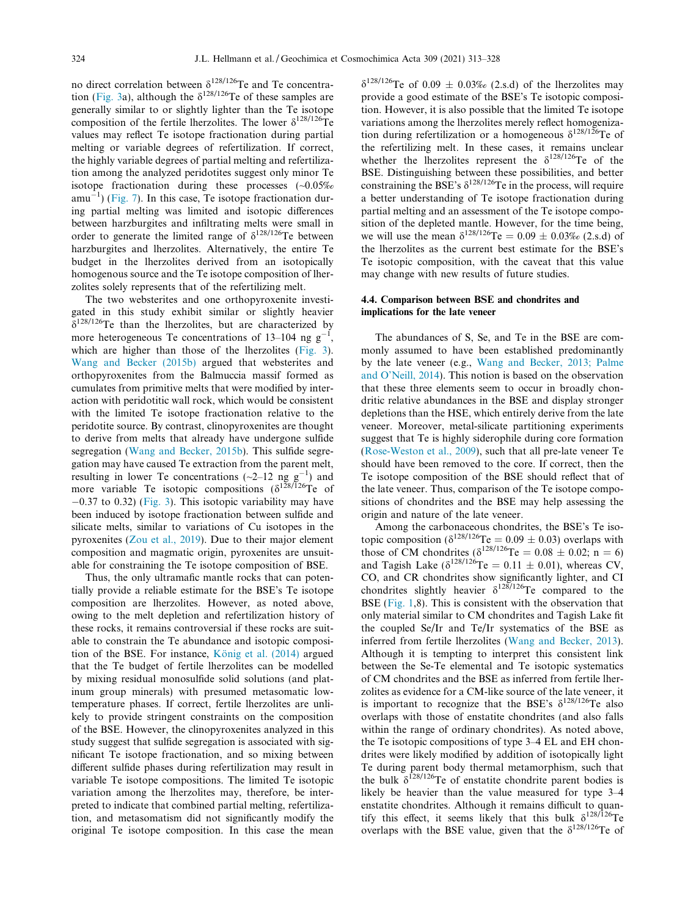no direct correlation between $\delta^{128/126}$Te and Te concentration (Fig. 3a), although the $\delta^{128/126}$Te of these samples are generally similar to or slightly lighter than the Te isotope composition of the fertile lherzolites. The lower $\delta^{128/126}$Te values may reflect Te isotope fractionation during partial melting or variable degrees of refertilization. If correct, the highly variable degrees of partial melting and refertilization among the analyzed peridotites suggest only minor Te isotope fractionation during these processes (~0.05‰ $amu^{-1}$) (Fig. 7). In this case, Te isotope fractionation during partial melting was limited and isotopic differences between harzburgites and infiltrating melts were small in order to generate the limited range of $\delta^{128/126}$Te between harzburgites and lherzolites. Alternatively, the entire Te budget in the lherzolites derived from an isotopically homogenous source and the Te isotope composition of lherzolites solely represents that of the refertilizing melt.

The two websterites and one orthopyroxenite investigated in this study exhibit similar or slightly heavier $\delta^{128/126}$Te than the lherzolites, but are characterized by more heterogeneous Te concentrations of 13–104 ng $g^{-1}$, which are higher than those of the lherzolites (Fig. 3). Wang and Becker (2015b) argued that websterites and orthopyroxenites from the Balmuccia massif formed as cumulates from primitive melts that were modified by interaction with peridotitic wall rock, which would be consistent with the limited Te isotope fractionation relative to the peridotite source. By contrast, clinopyroxenites are thought to derive from melts that already have undergone sulfide segregation (Wang and Becker, 2015b). This sulfide segregation may have caused Te extraction from the parent melt, resulting in lower Te concentrations (~2–12 ng $g^{-1}$) and more variable Te isotopic compositions ($\delta^{128/126}$Te of −0.37 to 0.32) (Fig. 3). This isotopic variability may have been induced by isotope fractionation between sulfide and silicate melts, similar to variations of Cu isotopes in the pyroxenites (Zou et al., 2019). Due to their major element composition and magmatic origin, pyroxenites are unsuitable for constraining the Te isotope composition of BSE.

Thus, the only ultramafic mantle rocks that can potentially provide a reliable estimate for the BSE's Te isotope composition are lherzolites. However, as noted above, owing to the melt depletion and refertilization history of these rocks, it remains controversial if these rocks are suitable to constrain the Te abundance and isotopic composition of the BSE. For instance, König et al. (2014) argued that the Te budget of fertile lherzolites can be modelled by mixing residual monosulfide solid solutions (and platinum group minerals) with presumed metasomatic low-temperature phases. If correct, fertile lherzolites are unlikely to provide stringent constraints on the composition of the BSE. However, the clinopyroxenites analyzed in this study suggest that sulfide segregation is associated with significant Te isotope fractionation, and so mixing between different sulfide phases during refertilization may result in variable Te isotope compositions. The limited Te isotopic variation among the lherzolites may, therefore, be interpreted to indicate that combined partial melting, refertilization, and metasomatism did not significantly modify the original Te isotope composition. In this case the mean $\delta^{128/126}$Te of 0.09 ± 0.03‰ (2.s.d) of the lherzolites may provide a good estimate of the BSE's Te isotopic composition. However, it is also possible that the limited Te isotope variations among the lherzolites merely reflect homogenization during refertilization or a homogeneous $\delta^{128/126}$Te of the refertilizing melt. In these cases, it remains unclear whether the lherzolites represent the $\delta^{128/126}$Te of the BSE. Distinguishing between these possibilities, and better constraining the BSE's $\delta^{128/126}$Te in the process, will require a better understanding of Te isotope fractionation during partial melting and an assessment of the Te isotope composition of the depleted mantle. However, for the time being, we will use the mean $\delta^{128/126}$Te = 0.09 ± 0.03‰ (2.s.d) of the lherzolites as the current best estimate for the BSE's Te isotopic composition, with the caveat that this value may change with new results of future studies.

### 4.4. Comparison between BSE and chondrites and implications for the late veneer

The abundances of S, Se, and Te in the BSE are commonly assumed to have been established predominantly by the late veneer (e.g., Wang and Becker, 2013; Palme and O'Neill, 2014). This notion is based on the observation that these three elements seem to occur in broadly chondritic relative abundances in the BSE and display stronger depletions than the HSE, which entirely derive from the late veneer. Moreover, metal-silicate partitioning experiments suggest that Te is highly siderophile during core formation (Rose-Weston et al., 2009), such that all pre-late veneer Te should have been removed to the core. If correct, then the Te isotope composition of the BSE should reflect that of the late veneer. Thus, comparison of the Te isotope compositions of chondrites and the BSE may help assessing the origin and nature of the late veneer.

Among the carbonaceous chondrites, the BSE's Te isotopic composition ($\delta^{128/126}$Te = 0.09 ± 0.03) overlaps with those of CM chondrites ($\delta^{128/126}$Te = 0.08 ± 0.02; n = 6) and Tagish Lake ($\delta^{128/126}$Te = 0.11 ± 0.01), whereas CV, CO, and CR chondrites show significantly lighter, and CI chondrites slightly heavier $\delta^{128/126}$Te compared to the BSE (Fig. 1,8). This is consistent with the observation that only material similar to CM chondrites and Tagish Lake fit the coupled Se/Ir and Te/Ir systematics of the BSE as inferred from fertile lherzolites (Wang and Becker, 2013). Although it is tempting to interpret this consistent link between the Se-Te elemental and Te isotopic systematics of CM chondrites and the BSE as inferred from fertile lherzolites as evidence for a CM-like source of the late veneer, it is important to recognize that the BSE's $\delta^{128/126}$Te also overlaps with those of enstatite chondrites (and also falls within the range of ordinary chondrites). As noted above, the Te isotopic compositions of type 3–4 EL and EH chondrites were likely modified by addition of isotopically light Te during parent body thermal metamorphism, such that the bulk $\delta^{128/126}$Te of enstatite chondrite parent bodies is likely be heavier than the value measured for type 3–4 enstatite chondrites. Although it remains difficult to quantify this effect, it seems likely that this bulk $\delta^{128/126}$Te overlaps with the BSE value, given that the $\delta^{128/126}$Te of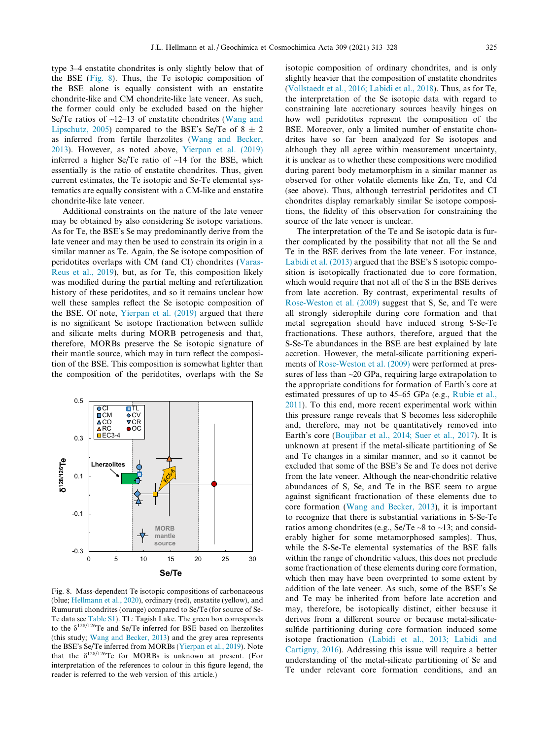type 3–4 enstatite chondrites is only slightly below that of the BSE (Fig. 8). Thus, the Te isotopic composition of the BSE alone is equally consistent with an enstatite chondrite-like and CM chondrite-like late veneer. As such, the former could only be excluded based on the higher Se/Te ratios of ~12–13 of enstatite chondrites (Wang and Lipschutz, 2005) compared to the BSE's Se/Te of 8 ± 2 as inferred from fertile lherzolites (Wang and Becker, 2013). However, as noted above, Yierpan et al. (2019) inferred a higher Se/Te ratio of ~14 for the BSE, which essentially is the ratio of enstatite chondrites. Thus, given current estimates, the Te isotopic and Se-Te elemental systematics are equally consistent with a CM-like and enstatite chondrite-like late veneer.

Additional constraints on the nature of the late veneer may be obtained by also considering Se isotope variations. As for Te, the BSE's Se may predominantly derive from the late veneer and may then be used to constrain its origin in a similar manner as Te. Again, the Se isotope composition of peridotites overlaps with CM (and CI) chondrites (Varas-Reus et al., 2019), but, as for Te, this composition likely was modified during the partial melting and refertilization history of these peridotites, and so it remains unclear how well these samples reflect the Se isotopic composition of the BSE. Of note, Yierpan et al. (2019) argued that there is no significant Se isotope fractionation between sulfide and silicate melts during MORB petrogenesis and that, therefore, MORBs preserve the Se isotopic signature of their mantle source, which may in turn reflect the composition of the BSE. This composition is somewhat lighter than the composition of the peridotites, overlaps with the Se isotopic composition of ordinary chondrites, and is only slightly heavier that the composition of enstatite chondrites (Vollstaedt et al., 2016; Labidi et al., 2018). Thus, as for Te, the interpretation of the Se isotopic data with regard to constraining late accretionary sources heavily hinges on how well peridotites represent the composition of the BSE. Moreover, only a limited number of enstatite chondrites have so far been analyzed for Se isotopes and although they all agree within measurement uncertainty, it is unclear as to whether these compositions were modified during parent body metamorphism in a similar manner as observed for other volatile elements like Zn, Te, and Cd (see above). Thus, although terrestrial peridotites and CI chondrites display remarkably similar Se isotope compositions, the fidelity of this observation for constraining the source of the late veneer is unclear.

Fig. 8. Mass-dependent Te isotopic compositions of carbonaceous (blue; Hellmann et al., 2020), ordinary (red), enstatite (yellow), and Rumuruti chondrites (orange) compared to Se/Te (for source of Se-Te data see Table S1). TL: Tagish Lake. The green box corresponds to the $\delta^{128/126}$Te and Se/Te inferred for BSE based on lherzolites (this study; Wang and Becker, 2013) and the grey area represents the BSE's Se/Te inferred from MORBs (Yierpan et al., 2019). Note that the $\delta^{128/126}$Te for MORBs is unknown at present. (For interpretation of the references to colour in this figure legend, the reader is referred to the web version of this article.)

The interpretation of the Te and Se isotopic data is further complicated by the possibility that not all the Se and Te in the BSE derives from the late veneer. For instance, Labidi et al. (2013) argued that the BSE's S isotopic composition is isotopically fractionated due to core formation, which would require that not all of the S in the BSE derives from late accretion. By contrast, experimental results of Rose-Weston et al. (2009) suggest that S, Se, and Te were all strongly siderophile during core formation and that metal segregation should have induced strong S-Se-Te fractionations. These authors, therefore, argued that the S-Se-Te abundances in the BSE are best explained by late accretion. However, the metal-silicate partitioning experiments of Rose-Weston et al. (2009) were performed at pressures of less than ~20 GPa, requiring large extrapolation to the appropriate conditions for formation of Earth's core at estimated pressures of up to 45–65 GPa (e.g., Rubie et al., 2011). To this end, more recent experimental work within this pressure range reveals that S becomes less siderophile and, therefore, may not be quantitatively removed into Earth's core (Boujibar et al., 2014; Suer et al., 2017). It is unknown at present if the metal-silicate partitioning of Se and Te changes in a similar manner, and so it cannot be excluded that some of the BSE's Se and Te does not derive from the late veneer. Although the near-chondritic relative abundances of S, Se, and Te in the BSE seem to argue against significant fractionation of these elements due to core formation (Wang and Becker, 2013), it is important to recognize that there is substantial variations in S-Se-Te ratios among chondrites (e.g., Se/Te ~8 to ~13; and considerably higher for some metamorphosed samples). Thus, while the S-Se-Te elemental systematics of the BSE falls within the range of chondritic values, this does not preclude some fractionation of these elements during core formation, which then may have been overprinted to some extent by addition of the late veneer. As such, some of the BSE's Se and Te may be inherited from before late accretion and may, therefore, be isotopically distinct, either because it derives from a different source or because metal-silicate-sulfide partitioning during core formation induced some isotope fractionation (Labidi et al., 2013; Labidi and Cartigny, 2016). Addressing this issue will require a better understanding of the metal-silicate partitioning of Se and Te under relevant core formation conditions, and an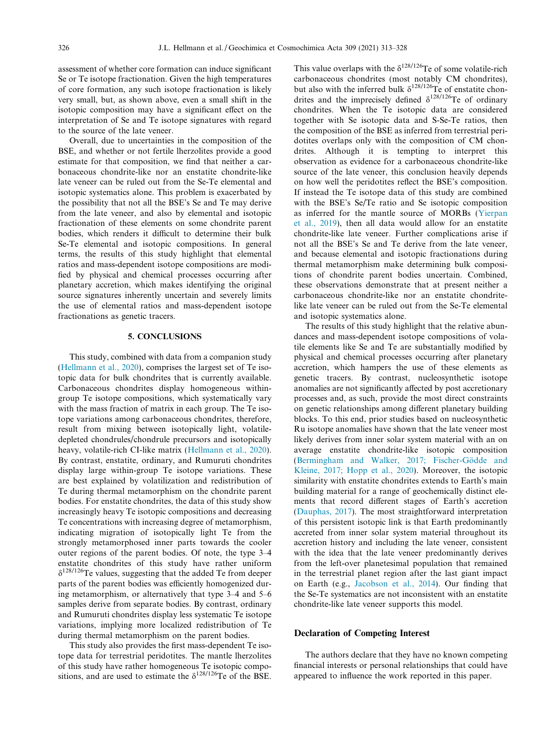assessment of whether core formation can induce significant Se or Te isotope fractionation. Given the high temperatures of core formation, any such isotope fractionation is likely very small, but, as shown above, even a small shift in the isotopic composition may have a significant effect on the interpretation of Se and Te isotope signatures with regard to the source of the late veneer.

Overall, due to uncertainties in the composition of the BSE, and whether or not fertile lherzolites provide a good estimate for that composition, we find that neither a carbonaceous chondrite-like nor an enstatite chondrite-like late veneer can be ruled out from the Se-Te elemental and isotopic systematics alone. This problem is exacerbated by the possibility that not all the BSE's Se and Te may derive from the late veneer, and also by elemental and isotopic fractionation of these elements on some chondrite parent bodies, which renders it difficult to determine their bulk Se-Te elemental and isotopic compositions. In general terms, the results of this study highlight that elemental ratios and mass-dependent isotope compositions are modified by physical and chemical processes occurring after planetary accretion, which makes identifying the original source signatures inherently uncertain and severely limits the use of elemental ratios and mass-dependent isotope fractionations as genetic tracers.

## 5. CONCLUSIONS

This study, combined with data from a companion study (Hellmann et al., 2020), comprises the largest set of Te isotopic data for bulk chondrites that is currently available. Carbonaceous chondrites display homogeneous within-group Te isotope compositions, which systematically vary with the mass fraction of matrix in each group. The Te isotope variations among carbonaceous chondrites, therefore, result from mixing between isotopically light, volatile-depleted chondrules/chondrule precursors and isotopically heavy, volatile-rich CI-like matrix (Hellmann et al., 2020). By contrast, enstatite, ordinary, and Rumuruti chondrites display large within-group Te isotope variations. These are best explained by volatilization and redistribution of Te during thermal metamorphism on the chondrite parent bodies. For enstatite chondrites, the data of this study show increasingly heavy Te isotopic compositions and decreasing Te concentrations with increasing degree of metamorphism, indicating migration of isotopically light Te from the strongly metamorphosed inner parts towards the cooler outer regions of the parent bodies. Of note, the type 3–4 enstatite chondrites of this study have rather uniform $\delta^{128/126}$Te values, suggesting that the added Te from deeper parts of the parent bodies was efficiently homogenized during metamorphism, or alternatively that type 3–4 and 5–6 samples derive from separate bodies. By contrast, ordinary and Rumuruti chondrites display less systematic Te isotope variations, implying more localized redistribution of Te during thermal metamorphism on the parent bodies.

This study also provides the first mass-dependent Te isotope data for terrestrial peridotites. The mantle lherzolites of this study have rather homogeneous Te isotopic compositions, and are used to estimate the $\delta^{128/126}$Te of the BSE. This value overlaps with the $\delta^{128/126}$Te of some volatile-rich carbonaceous chondrites (most notably CM chondrites), but also with the inferred bulk $\delta^{128/126}$Te of enstatite chondrites and the imprecisely defined $\delta^{128/126}$Te of ordinary chondrites. When the Te isotopic data are considered together with Se isotopic data and S-Se-Te ratios, then the composition of the BSE as inferred from terrestrial peridotites overlaps only with the composition of CM chondrites. Although it is tempting to interpret this observation as evidence for a carbonaceous chondrite-like source of the late veneer, this conclusion heavily depends on how well the peridotites reflect the BSE's composition. If instead the Te isotope data of this study are combined with the BSE's Se/Te ratio and Se isotopic composition as inferred for the mantle source of MORBs (Yierpan et al., 2019), then all data would allow for an enstatite chondrite-like late veneer. Further complications arise if not all the BSE's Se and Te derive from the late veneer, and because elemental and isotopic fractionations during thermal metamorphism make determining bulk compositions of chondrite parent bodies uncertain. Combined, these observations demonstrate that at present neither a carbonaceous chondrite-like nor an enstatite chondrite-like late veneer can be ruled out from the Se-Te elemental and isotopic systematics alone.

The results of this study highlight that the relative abundances and mass-dependent isotope compositions of volatile elements like Se and Te are substantially modified by physical and chemical processes occurring after planetary accretion, which hampers the use of these elements as genetic tracers. By contrast, nucleosynthetic isotope anomalies are not significantly affected by post accretionary processes and, as such, provide the most direct constraints on genetic relationships among different planetary building blocks. To this end, prior studies based on nucleosynthetic Ru isotope anomalies have shown that the late veneer most likely derives from inner solar system material with an on average enstatite chondrite-like isotopic composition (Bermingham and Walker, 2017; Fischer-Gödde and Kleine, 2017; Hopp et al., 2020). Moreover, the isotopic similarity with enstatite chondrites extends to Earth's main building material for a range of geochemically distinct elements that record different stages of Earth's accretion (Dauphas, 2017). The most straightforward interpretation of this persistent isotopic link is that Earth predominantly accreted from inner solar system material throughout its accretion history and including the late veneer, consistent with the idea that the late veneer predominantly derives from the left-over planetesimal population that remained in the terrestrial planet region after the last giant impact on Earth (e.g., Jacobson et al., 2014). Our finding that the Se-Te systematics are not inconsistent with an enstatite chondrite-like late veneer supports this model.

## Declaration of Competing Interest

The authors declare that they have no known competing financial interests or personal relationships that could have appeared to influence the work reported in this paper.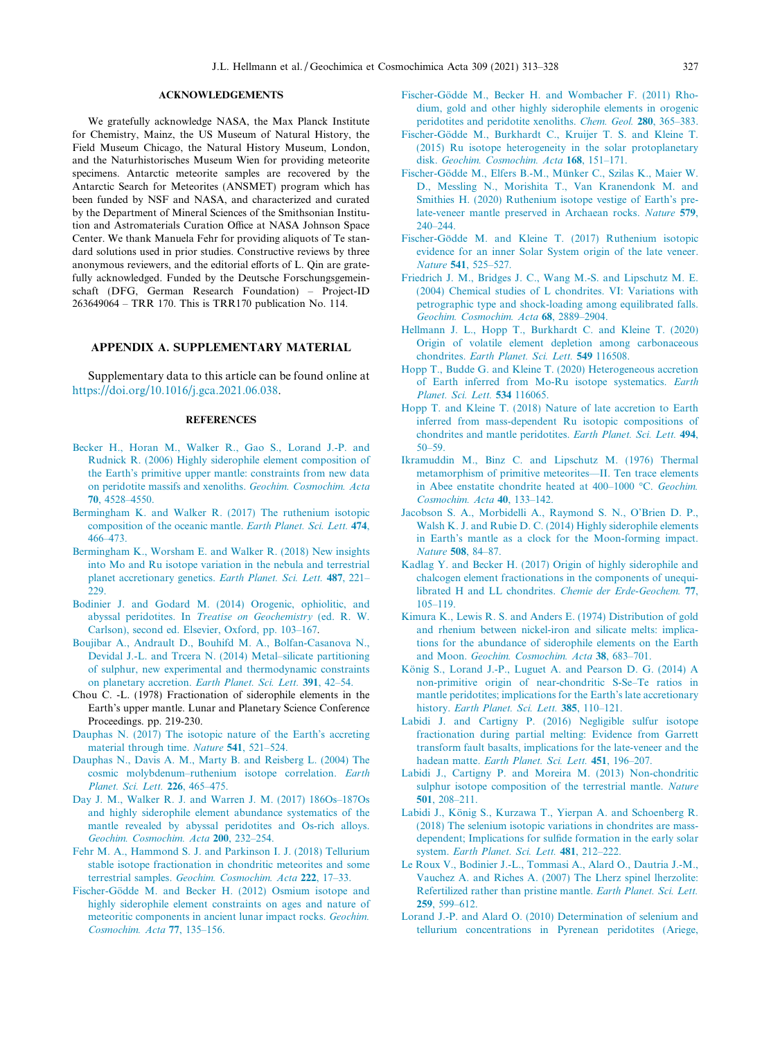## ACKNOWLEDGEMENTS

We gratefully acknowledge NASA, the Max Planck Institute for Chemistry, Mainz, the US Museum of Natural History, the Field Museum Chicago, the Natural History Museum, London, and the Naturhistorisches Museum Wien for providing meteorite specimens. Antarctic meteorite samples are recovered by the Antarctic Search for Meteorites (ANSMET) program which has been funded by NSF and NASA, and characterized and curated by the Department of Mineral Sciences of the Smithsonian Institution and Astromaterials Curation Office at NASA Johnson Space Center. We thank Manuela Fehr for providing aliquots of Te standard solutions used in prior studies. Constructive reviews by three anonymous reviewers, and the editorial efforts of L. Qin are gratefully acknowledged. Funded by the Deutsche Forschungsgemeinschaft (DFG, German Research Foundation) – Project-ID 263649064 – TRR 170. This is TRR170 publication No. 114.

## APPENDIX A. SUPPLEMENTARY MATERIAL

Supplementary data to this article can be found online at https://doi.org/10.1016/j.gca.2021.06.038.

## REFERENCES

Becker H., Horan M., Walker R., Gao S., Lorand J.-P. and Rudnick R. (2006) Highly siderophile element composition of the Earth's primitive upper mantle: constraints from new data on peridotite massifs and xenoliths. *Geochim. Cosmochim. Acta* **70**, 4528–4550.

Bermingham K. and Walker R. (2017) The ruthenium isotopic composition of the oceanic mantle. *Earth Planet. Sci. Lett.* **474**, 466–473.

Bermingham K., Worsham E. and Walker R. (2018) New insights into Mo and Ru isotope variation in the nebula and terrestrial planet accretionary genetics. *Earth Planet. Sci. Lett.* **487**, 221–229.

Bodinier J. and Godard M. (2014) Orogenic, ophiolitic, and abyssal peridotites. In *Treatise on Geochemistry* (ed. R. W. Carlson), second ed. Elsevier, Oxford, pp. 103–167.

Boujibar A., Andrault D., Bouhifd M. A., Bolfan-Casanova N., Devidal J.-L. and Trcera N. (2014) Metal–silicate partitioning of sulphur, new experimental and thermodynamic constraints on planetary accretion. *Earth Planet. Sci. Lett.* **391**, 42–54.

Chou C. -L. (1978) Fractionation of siderophile elements in the Earth's upper mantle. Lunar and Planetary Science Conference Proceedings. pp. 219-230.

Dauphas N. (2017) The isotopic nature of the Earth's accreting material through time. *Nature* **541**, 521–524.

Dauphas N., Davis A. M., Marty B. and Reisberg L. (2004) The cosmic molybdenum–ruthenium isotope correlation. *Earth Planet. Sci. Lett.* **226**, 465–475.

Day J. M., Walker R. J. and Warren J. M. (2017) 186Os–187Os and highly siderophile element abundance systematics of the mantle revealed by abyssal peridotites and Os-rich alloys. *Geochim. Cosmochim. Acta* **200**, 232–254.

Fehr M. A., Hammond S. J. and Parkinson I. J. (2018) Tellurium stable isotope fractionation in chondritic meteorites and some terrestrial samples. *Geochim. Cosmochim. Acta* **222**, 17–33.

Fischer-Gödde M. and Becker H. (2012) Osmium isotope and highly siderophile element constraints on ages and nature of meteoritic components in ancient lunar impact rocks. *Geochim. Cosmochim. Acta* **77**, 135–156.

Fischer-Gödde M., Becker H. and Wombacher F. (2011) Rhodium, gold and other highly siderophile elements in orogenic peridotites and peridotite xenoliths. *Chem. Geol.* **280**, 365–383.

Fischer-Gödde M., Burkhardt C., Kruijer T. S. and Kleine T. (2015) Ru isotope heterogeneity in the solar protoplanetary disk. *Geochim. Cosmochim. Acta* **168**, 151–171.

Fischer-Gödde M., Elfers B.-M., Münker C., Szilas K., Maier W. D., Messling N., Morishita T., Van Kranendonk M. and Smithies H. (2020) Ruthenium isotope vestige of Earth's pre-late-veneer mantle preserved in Archaean rocks. *Nature* **579**, 240–244.

Fischer-Gödde M. and Kleine T. (2017) Ruthenium isotopic evidence for an inner Solar System origin of the late veneer. *Nature* **541**, 525–527.

Friedrich J. M., Bridges J. C., Wang M.-S. and Lipschutz M. E. (2004) Chemical studies of L chondrites. VI: Variations with petrographic type and shock-loading among equilibrated falls. *Geochim. Cosmochim. Acta* **68**, 2889–2904.

Hellmann J. L., Hopp T., Burkhardt C. and Kleine T. (2020) Origin of volatile element depletion among carbonaceous chondrites. *Earth Planet. Sci. Lett.* **549** 116508.

Hopp T., Budde G. and Kleine T. (2020) Heterogeneous accretion of Earth inferred from Mo-Ru isotope systematics. *Earth Planet. Sci. Lett.* **534** 116065.

Hopp T. and Kleine T. (2018) Nature of late accretion to Earth inferred from mass-dependent Ru isotopic compositions of chondrites and mantle peridotites. *Earth Planet. Sci. Lett.* **494**, 50–59.

Ikramuddin M., Binz C. and Lipschutz M. (1976) Thermal metamorphism of primitive meteorites—II. Ten trace elements in Abee enstatite chondrite heated at 400–1000 °C. *Geochim. Cosmochim. Acta* **40**, 133–142.

Jacobson S. A., Morbidelli A., Raymond S. N., O'Brien D. P., Walsh K. J. and Rubie D. C. (2014) Highly siderophile elements in Earth's mantle as a clock for the Moon-forming impact. *Nature* **508**, 84–87.

Kadlag Y. and Becker H. (2017) Origin of highly siderophile and chalcogen element fractionations in the components of unequilibrated H and LL chondrites. *Chemie der Erde-Geochem.* **77**, 105–119.

Kimura K., Lewis R. S. and Anders E. (1974) Distribution of gold and rhenium between nickel-iron and silicate melts: implications for the abundance of siderophile elements on the Earth and Moon. *Geochim. Cosmochim. Acta* **38**, 683–701.

König S., Lorand J.-P., Luguet A. and Pearson D. G. (2014) A non-primitive origin of near-chondritic S-Se–Te ratios in mantle peridotites; implications for the Earth's late accretionary history. *Earth Planet. Sci. Lett.* **385**, 110–121.

Labidi J. and Cartigny P. (2016) Negligible sulfur isotope fractionation during partial melting: Evidence from Garrett transform fault basalts, implications for the late-veneer and the hadean matte. *Earth Planet. Sci. Lett.* **451**, 196–207.

Labidi J., Cartigny P. and Moreira M. (2013) Non-chondritic sulphur isotope composition of the terrestrial mantle. *Nature* **501**, 208–211.

Labidi J., König S., Kurzawa T., Yierpan A. and Schoenberg R. (2018) The selenium isotopic variations in chondrites are mass-dependent; Implications for sulfide formation in the early solar system. *Earth Planet. Sci. Lett.* **481**, 212–222.

Le Roux V., Bodinier J.-L., Tommasi A., Alard O., Dautria J.-M., Vauchez A. and Riches A. (2007) The Lherz spinel lherzolite: Refertilized rather than pristine mantle. *Earth Planet. Sci. Lett.* **259**, 599–612.

Lorand J.-P. and Alard O. (2010) Determination of selenium and tellurium concentrations in Pyrenean peridotites (Ariege,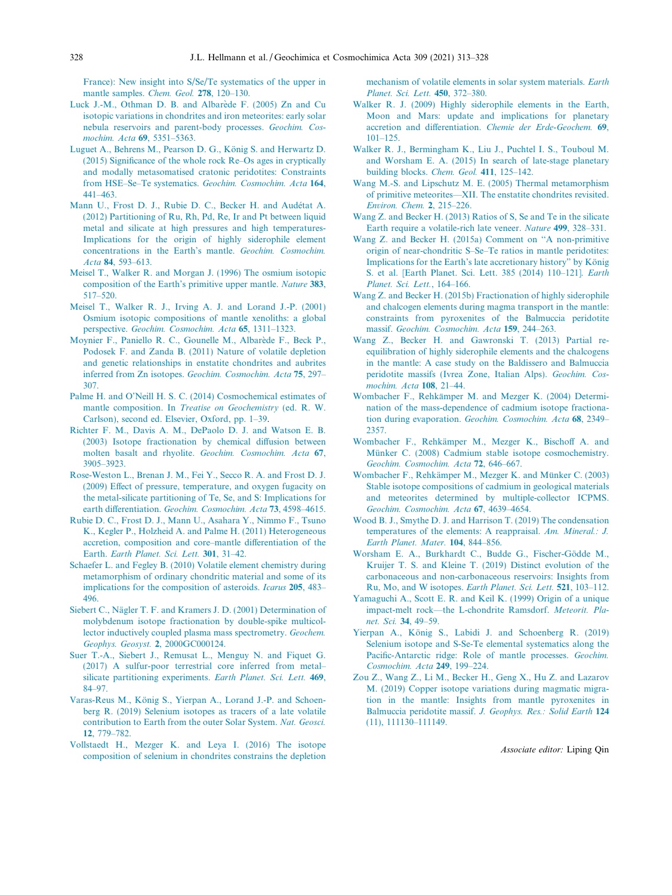France): New insight into S/Se/Te systematics of the upper in mantle samples. *Chem. Geol.* **278**, 120–130.

Luck J.-M., Othman D. B. and Albarède F. (2005) Zn and Cu isotopic variations in chondrites and iron meteorites: early solar nebula reservoirs and parent-body processes. *Geochim. Cosmochim. Acta* **69**, 5351–5363.

Luguet A., Behrens M., Pearson D. G., König S. and Herwartz D. (2015) Significance of the whole rock Re–Os ages in cryptically and modally metasomatised cratonic peridotites: Constraints from HSE–Se–Te systematics. *Geochim. Cosmochim. Acta* **164**, 441–463.

Mann U., Frost D. J., Rubie D. C., Becker H. and Audétat A. (2012) Partitioning of Ru, Rh, Pd, Re, Ir and Pt between liquid metal and silicate at high pressures and high temperatures- Implications for the origin of highly siderophile element concentrations in the Earth's mantle. *Geochim. Cosmochim. Acta* **84**, 593–613.

Meisel T., Walker R. and Morgan J. (1996) The osmium isotopic composition of the Earth's primitive upper mantle. *Nature* **383**, 517–520.

Meisel T., Walker R. J., Irving A. J. and Lorand J.-P. (2001) Osmium isotopic compositions of mantle xenoliths: a global perspective. *Geochim. Cosmochim. Acta* **65**, 1311–1323.

Moynier F., Paniello R. C., Gounelle M., Albarède F., Beck P., Podosek F. and Zanda B. (2011) Nature of volatile depletion and genetic relationships in enstatite chondrites and aubrites inferred from Zn isotopes. *Geochim. Cosmochim. Acta* **75**, 297–307.

Palme H. and O'Neill H. S. C. (2014) Cosmochemical estimates of mantle composition. In *Treatise on Geochemistry* (ed. R. W. Carlson), second ed. Elsevier, Oxford, pp. 1–39.

Richter F. M., Davis A. M., DePaolo D. J. and Watson E. B. (2003) Isotope fractionation by chemical diffusion between molten basalt and rhyolite. *Geochim. Cosmochim. Acta* **67**, 3905–3923.

Rose-Weston L., Brenan J. M., Fei Y., Secco R. A. and Frost D. J. (2009) Effect of pressure, temperature, and oxygen fugacity on the metal-silicate partitioning of Te, Se, and S: Implications for earth differentiation. *Geochim. Cosmochim. Acta* **73**, 4598–4615.

Rubie D. C., Frost D. J., Mann U., Asahara Y., Nimmo F., Tsuno K., Kegler P., Holzheid A. and Palme H. (2011) Heterogeneous accretion, composition and core–mantle differentiation of the Earth. *Earth Planet. Sci. Lett.* **301**, 31–42.

Schaefer L. and Fegley B. (2010) Volatile element chemistry during metamorphism of ordinary chondritic material and some of its implications for the composition of asteroids. *Icarus* **205**, 483–496.

Siebert C., Nägler T. F. and Kramers J. D. (2001) Determination of molybdenum isotope fractionation by double-spike multicollector inductively coupled plasma mass spectrometry. *Geochem. Geophys. Geosyst.* **2**, 2000GC000124.

Suer T.-A., Siebert J., Remusat L., Menguy N. and Fiquet G. (2017) A sulfur-poor terrestrial core inferred from metal–silicate partitioning experiments. *Earth Planet. Sci. Lett.* **469**, 84–97.

Varas-Reus M., König S., Yierpan A., Lorand J.-P. and Schoenberg R. (2019) Selenium isotopes as tracers of a late volatile contribution to Earth from the outer Solar System. *Nat. Geosci.* **12**, 779–782.

Vollstaedt H., Mezger K. and Leya I. (2016) The isotope composition of selenium in chondrites constrains the depletion mechanism of volatile elements in solar system materials. *Earth Planet. Sci. Lett.* **450**, 372–380.

Walker R. J. (2009) Highly siderophile elements in the Earth, Moon and Mars: update and implications for planetary accretion and differentiation. *Chemie der Erde-Geochem.* **69**, 101–125.

Walker R. J., Bermingham K., Liu J., Puchtel I. S., Touboul M. and Worsham E. A. (2015) In search of late-stage planetary building blocks. *Chem. Geol.* **411**, 125–142.

Wang M.-S. and Lipschutz M. E. (2005) Thermal metamorphism of primitive meteorites—XII. The enstatite chondrites revisited. *Environ. Chem.* **2**, 215–226.

Wang Z. and Becker H. (2013) Ratios of S, Se and Te in the silicate Earth require a volatile-rich late veneer. *Nature* **499**, 328–331.

Wang Z. and Becker H. (2015a) Comment on "A non-primitive origin of near-chondritic S–Se–Te ratios in mantle peridotites: Implications for the Earth's late accretionary history" by König S. et al. [Earth Planet. Sci. Lett. 385 (2014) 110–121]. *Earth Planet. Sci. Lett.*, 164–166.

Wang Z. and Becker H. (2015b) Fractionation of highly siderophile and chalcogen elements during magma transport in the mantle: constraints from pyroxenites of the Balmuccia peridotite massif. *Geochim. Cosmochim. Acta* **159**, 244–263.

Wang Z., Becker H. and Gawronski T. (2013) Partial re-equilibration of highly siderophile elements and the chalcogens in the mantle: A case study on the Baldissero and Balmuccia peridotite massifs (Ivrea Zone, Italian Alps). *Geochim. Cosmochim. Acta* **108**, 21–44.

Wombacher F., Rehkämper M. and Mezger K. (2004) Determination of the mass-dependence of cadmium isotope fractionation during evaporation. *Geochim. Cosmochim. Acta* **68**, 2349–2357.

Wombacher F., Rehkämper M., Mezger K., Bischoff A. and Münker C. (2008) Cadmium stable isotope cosmochemistry. *Geochim. Cosmochim. Acta* **72**, 646–667.

Wombacher F., Rehkämper M., Mezger K. and Münker C. (2003) Stable isotope compositions of cadmium in geological materials and meteorites determined by multiple-collector ICPMS. *Geochim. Cosmochim. Acta* **67**, 4639–4654.

Wood B. J., Smythe D. J. and Harrison T. (2019) The condensation temperatures of the elements: A reappraisal. *Am. Mineral.: J. Earth Planet. Mater.* **104**, 844–856.

Worsham E. A., Burkhardt C., Budde G., Fischer-Gödde M., Kruijer T. S. and Kleine T. (2019) Distinct evolution of the carbonaceous and non-carbonaceous reservoirs: Insights from Ru, Mo, and W isotopes. *Earth Planet. Sci. Lett.* **521**, 103–112.

Yamaguchi A., Scott E. R. and Keil K. (1999) Origin of a unique impact-melt rock—the L-chondrite Ramsdorf. *Meteorit. Planet. Sci.* **34**, 49–59.

Yierpan A., König S., Labidi J. and Schoenberg R. (2019) Selenium isotope and S-Se-Te elemental systematics along the Pacific-Antarctic ridge: Role of mantle processes. *Geochim. Cosmochim. Acta* **249**, 199–224.

Zou Z., Wang Z., Li M., Becker H., Geng X., Hu Z. and Lazarov M. (2019) Copper isotope variations during magmatic migration in the mantle: Insights from mantle pyroxenites in Balmuccia peridotite massif. *J. Geophys. Res.: Solid Earth* **124** (11), 111130–111149.

*Associate editor:* Liping Qin